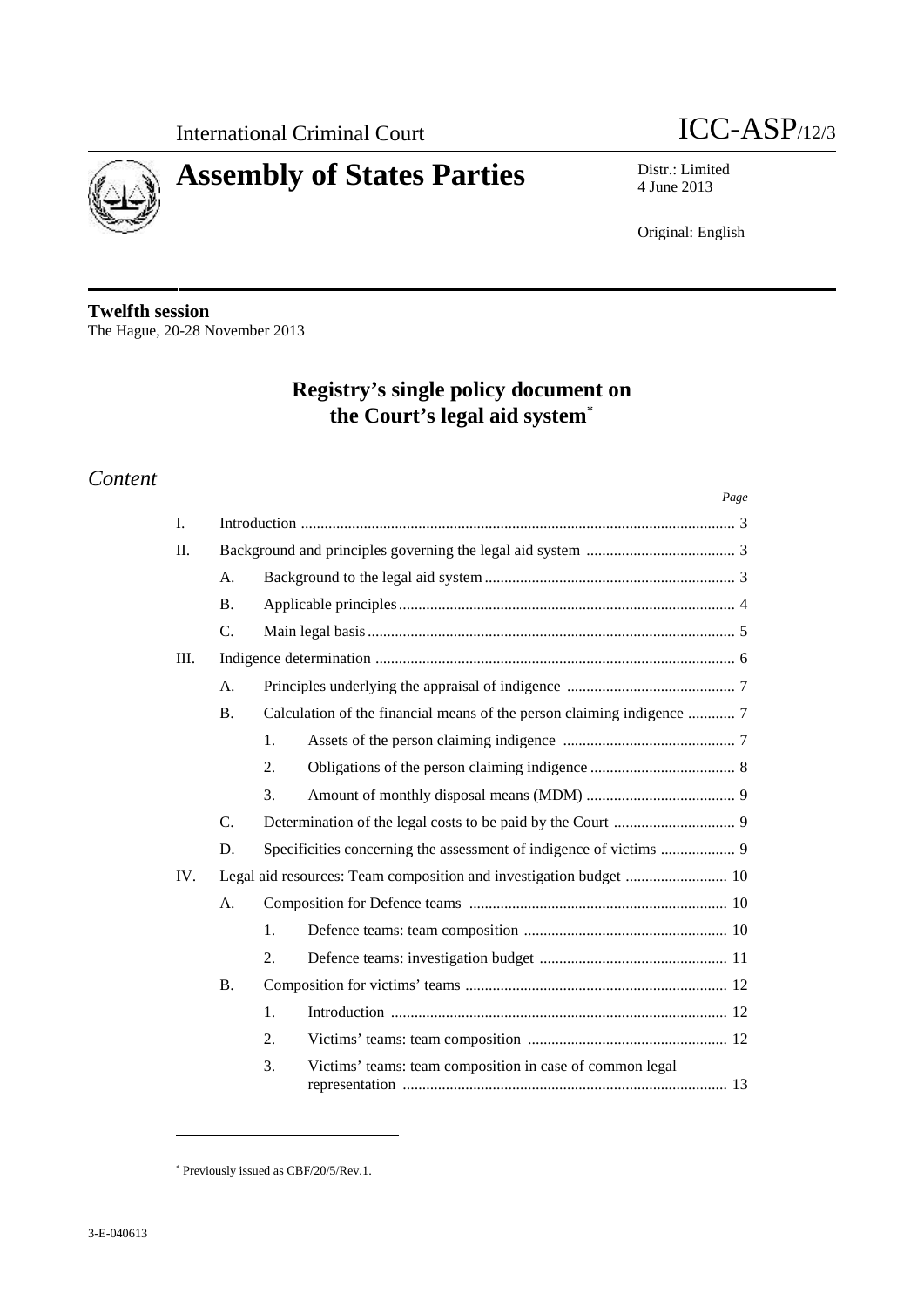International Criminal Court

ICC-ASP/12/3

# Assembly of States Parties

Distr.: Limited
4 June 2013

Original: English

**Twelfth session**
The Hague, 20-28 November 2013

## Registry's single policy document on the Court's legal aid system*

## *Content*

| | | | | *Page* |
|---|---|---|---|---|
| I. | Introduction | | | 3 |
| II. | Background and principles governing the legal aid system | | | 3 |
| | A. | Background to the legal aid system | | 3 |
| | B. | Applicable principles | | 4 |
| | C. | Main legal basis | | 5 |
| III. | Indigence determination | | | 6 |
| | A. | Principles underlying the appraisal of indigence | | 7 |
| | B. | Calculation of the financial means of the person claiming indigence | | 7 |
| | | 1. | Assets of the person claiming indigence | 7 |
| | | 2. | Obligations of the person claiming indigence | 8 |
| | | 3. | Amount of monthly disposal means (MDM) | 9 |
| | C. | Determination of the legal costs to be paid by the Court | | 9 |
| | D. | Specificities concerning the assessment of indigence of victims | | 9 |
| IV. | Legal aid resources: Team composition and investigation budget | | | 10 |
| | A. | Composition for Defence teams | | 10 |
| | | 1. | Defence teams: team composition | 10 |
| | | 2. | Defence teams: investigation budget | 11 |
| | B. | Composition for victims' teams | | 12 |
| | | 1. | Introduction | 12 |
| | | 2. | Victims' teams: team composition | 12 |
| | | 3. | Victims' teams: team composition in case of common legal representation | 13 |

* Previously issued as CBF/20/5/Rev.1.

3-E-040613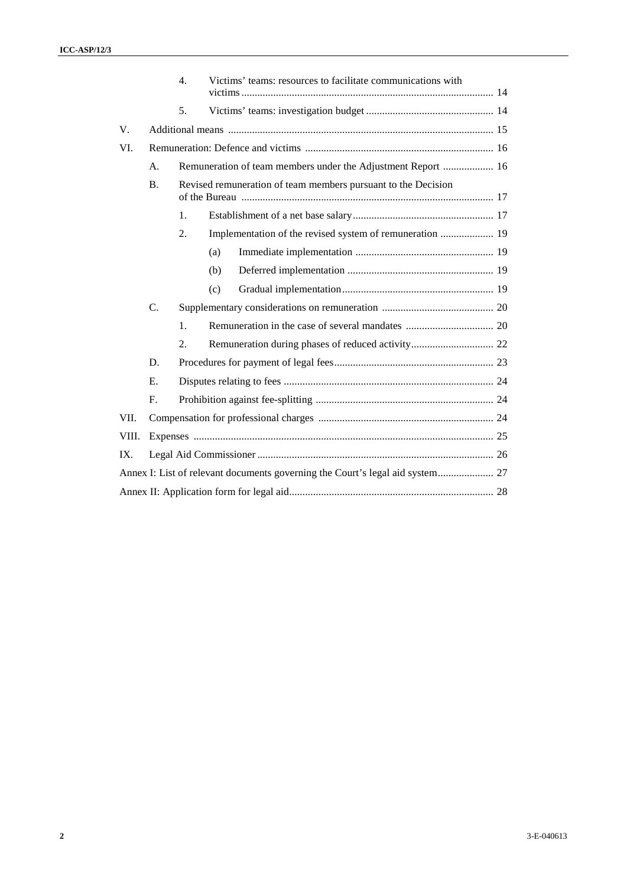|  |  |  |  |  |
|---|---|---|---|---|
|  |  | 4. | Victims' teams: resources to facilitate communications with victims | 14 |
|  |  | 5. | Victims' teams: investigation budget | 14 |
| V. | Additional means |  |  | 15 |
| VI. | Remuneration: Defence and victims |  |  | 16 |
|  | A. | Remuneration of team members under the Adjustment Report |  | 16 |
|  | B. | Revised remuneration of team members pursuant to the Decision of the Bureau |  | 17 |
|  |  | 1. | Establishment of a net base salary | 17 |
|  |  | 2. | Implementation of the revised system of remuneration | 19 |
|  |  |  | (a) Immediate implementation | 19 |
|  |  |  | (b) Deferred implementation | 19 |
|  |  |  | (c) Gradual implementation | 19 |
|  | C. | Supplementary considerations on remuneration |  | 20 |
|  |  | 1. | Remuneration in the case of several mandates | 20 |
|  |  | 2. | Remuneration during phases of reduced activity | 22 |
|  | D. | Procedures for payment of legal fees |  | 23 |
|  | E. | Disputes relating to fees |  | 24 |
|  | F. | Prohibition against fee-splitting |  | 24 |
| VII. | Compensation for professional charges |  |  | 24 |
| VIII. | Expenses |  |  | 25 |
| IX. | Legal Aid Commissioner |  |  | 26 |
| Annex I: List of relevant documents governing the Court's legal aid system |  |  |  | 27 |
| Annex II: Application form for legal aid |  |  |  | 28 |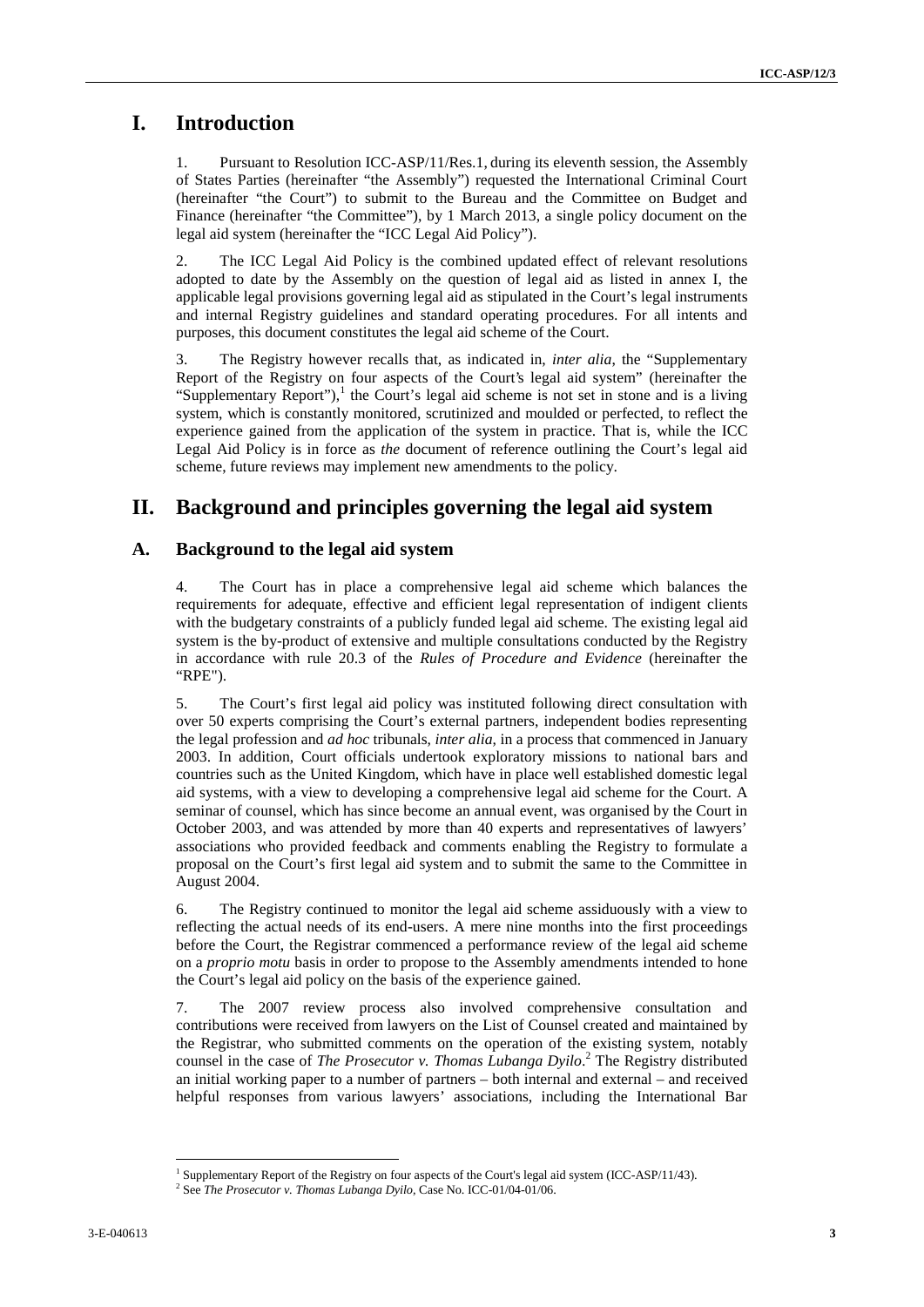# I. Introduction

1. Pursuant to Resolution ICC-ASP/11/Res.1, during its eleventh session, the Assembly of States Parties (hereinafter "the Assembly") requested the International Criminal Court (hereinafter "the Court") to submit to the Bureau and the Committee on Budget and Finance (hereinafter "the Committee"), by 1 March 2013, a single policy document on the legal aid system (hereinafter the "ICC Legal Aid Policy").

2. The ICC Legal Aid Policy is the combined updated effect of relevant resolutions adopted to date by the Assembly on the question of legal aid as listed in annex I, the applicable legal provisions governing legal aid as stipulated in the Court's legal instruments and internal Registry guidelines and standard operating procedures. For all intents and purposes, this document constitutes the legal aid scheme of the Court.

3. The Registry however recalls that, as indicated in, *inter alia*, the "Supplementary Report of the Registry on four aspects of the Court's legal aid system" (hereinafter the "Supplementary Report"),[1] the Court's legal aid scheme is not set in stone and is a living system, which is constantly monitored, scrutinized and moulded or perfected, to reflect the experience gained from the application of the system in practice. That is, while the ICC Legal Aid Policy is in force as *the* document of reference outlining the Court's legal aid scheme, future reviews may implement new amendments to the policy.

# II. Background and principles governing the legal aid system

## A. Background to the legal aid system

4. The Court has in place a comprehensive legal aid scheme which balances the requirements for adequate, effective and efficient legal representation of indigent clients with the budgetary constraints of a publicly funded legal aid scheme. The existing legal aid system is the by-product of extensive and multiple consultations conducted by the Registry in accordance with rule 20.3 of the *Rules of Procedure and Evidence* (hereinafter the "RPE").

5. The Court's first legal aid policy was instituted following direct consultation with over 50 experts comprising the Court's external partners, independent bodies representing the legal profession and *ad hoc* tribunals, *inter alia*, in a process that commenced in January 2003. In addition, Court officials undertook exploratory missions to national bars and countries such as the United Kingdom, which have in place well established domestic legal aid systems, with a view to developing a comprehensive legal aid scheme for the Court. A seminar of counsel, which has since become an annual event, was organised by the Court in October 2003, and was attended by more than 40 experts and representatives of lawyers' associations who provided feedback and comments enabling the Registry to formulate a proposal on the Court's first legal aid system and to submit the same to the Committee in August 2004.

6. The Registry continued to monitor the legal aid scheme assiduously with a view to reflecting the actual needs of its end-users. A mere nine months into the first proceedings before the Court, the Registrar commenced a performance review of the legal aid scheme on a *proprio motu* basis in order to propose to the Assembly amendments intended to hone the Court's legal aid policy on the basis of the experience gained.

7. The 2007 review process also involved comprehensive consultation and contributions were received from lawyers on the List of Counsel created and maintained by the Registrar, who submitted comments on the operation of the existing system, notably counsel in the case of *The Prosecutor v. Thomas Lubanga Dyilo*.[2] The Registry distributed an initial working paper to a number of partners – both internal and external – and received helpful responses from various lawyers' associations, including the International Bar

[1] Supplementary Report of the Registry on four aspects of the Court's legal aid system (ICC-ASP/11/43).

[2] See *The Prosecutor v. Thomas Lubanga Dyilo*, Case No. ICC-01/04-01/06.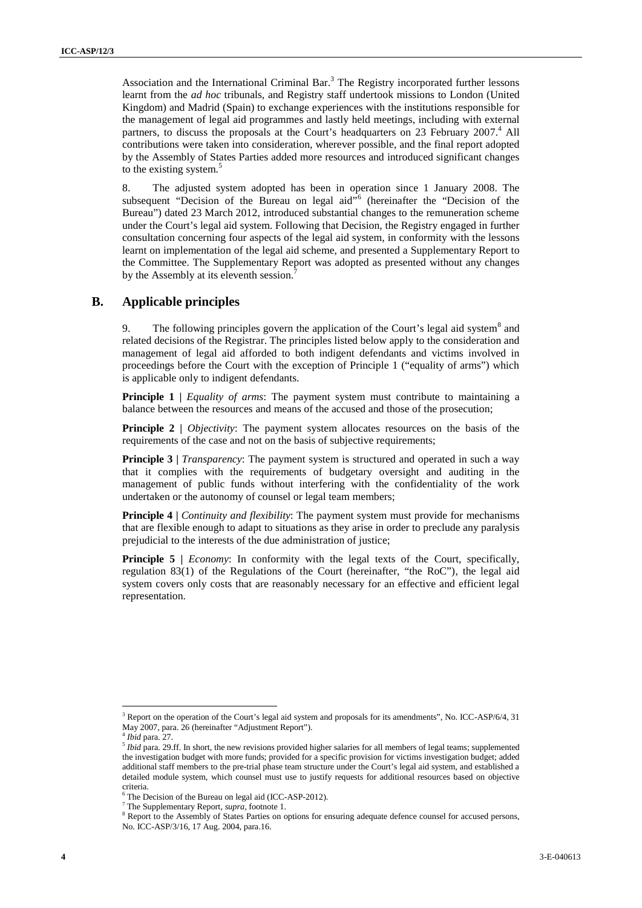Association and the International Criminal Bar.[3] The Registry incorporated further lessons learnt from the *ad hoc* tribunals, and Registry staff undertook missions to London (United Kingdom) and Madrid (Spain) to exchange experiences with the institutions responsible for the management of legal aid programmes and lastly held meetings, including with external partners, to discuss the proposals at the Court's headquarters on 23 February 2007.[4] All contributions were taken into consideration, wherever possible, and the final report adopted by the Assembly of States Parties added more resources and introduced significant changes to the existing system.[5]

8. The adjusted system adopted has been in operation since 1 January 2008. The subsequent "Decision of the Bureau on legal aid"[6] (hereinafter the "Decision of the Bureau") dated 23 March 2012, introduced substantial changes to the remuneration scheme under the Court's legal aid system. Following that Decision, the Registry engaged in further consultation concerning four aspects of the legal aid system, in conformity with the lessons learnt on implementation of the legal aid scheme, and presented a Supplementary Report to the Committee. The Supplementary Report was adopted as presented without any changes by the Assembly at its eleventh session.[7]

## B. Applicable principles

9. The following principles govern the application of the Court's legal aid system[8] and related decisions of the Registrar. The principles listed below apply to the consideration and management of legal aid afforded to both indigent defendants and victims involved in proceedings before the Court with the exception of Principle 1 ("equality of arms") which is applicable only to indigent defendants.

**Principle 1 |** *Equality of arms*: The payment system must contribute to maintaining a balance between the resources and means of the accused and those of the prosecution;

**Principle 2 |** *Objectivity*: The payment system allocates resources on the basis of the requirements of the case and not on the basis of subjective requirements;

**Principle 3 |** *Transparency*: The payment system is structured and operated in such a way that it complies with the requirements of budgetary oversight and auditing in the management of public funds without interfering with the confidentiality of the work undertaken or the autonomy of counsel or legal team members;

**Principle 4 |** *Continuity and flexibility*: The payment system must provide for mechanisms that are flexible enough to adapt to situations as they arise in order to preclude any paralysis prejudicial to the interests of the due administration of justice;

**Principle 5 |** *Economy*: In conformity with the legal texts of the Court, specifically, regulation 83(1) of the Regulations of the Court (hereinafter, "the RoC"), the legal aid system covers only costs that are reasonably necessary for an effective and efficient legal representation.

---

[3] Report on the operation of the Court's legal aid system and proposals for its amendments", No. ICC-ASP/6/4, 31 May 2007, para. 26 (hereinafter "Adjustment Report").

[4] *Ibid* para. 27.

[5] *Ibid* para. 29.ff. In short, the new revisions provided higher salaries for all members of legal teams; supplemented the investigation budget with more funds; provided for a specific provision for victims investigation budget; added additional staff members to the pre-trial phase team structure under the Court's legal aid system, and established a detailed module system, which counsel must use to justify requests for additional resources based on objective criteria.

[6] The Decision of the Bureau on legal aid (ICC-ASP-2012).

[7] The Supplementary Report, *supra*, footnote 1.

[8] Report to the Assembly of States Parties on options for ensuring adequate defence counsel for accused persons, No. ICC-ASP/3/16, 17 Aug. 2004, para.16.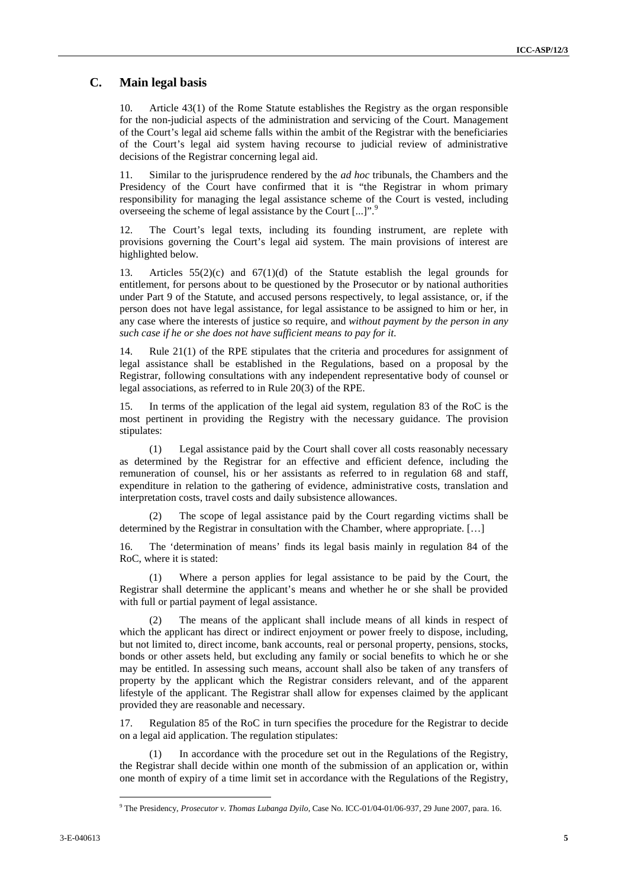## C. Main legal basis

10. Article 43(1) of the Rome Statute establishes the Registry as the organ responsible for the non-judicial aspects of the administration and servicing of the Court. Management of the Court's legal aid scheme falls within the ambit of the Registrar with the beneficiaries of the Court's legal aid system having recourse to judicial review of administrative decisions of the Registrar concerning legal aid.

11. Similar to the jurisprudence rendered by the *ad hoc* tribunals, the Chambers and the Presidency of the Court have confirmed that it is "the Registrar in whom primary responsibility for managing the legal assistance scheme of the Court is vested, including overseeing the scheme of legal assistance by the Court [...]".[9]

12. The Court's legal texts, including its founding instrument, are replete with provisions governing the Court's legal aid system. The main provisions of interest are highlighted below.

13. Articles 55(2)(c) and 67(1)(d) of the Statute establish the legal grounds for entitlement, for persons about to be questioned by the Prosecutor or by national authorities under Part 9 of the Statute, and accused persons respectively, to legal assistance, or, if the person does not have legal assistance, for legal assistance to be assigned to him or her, in any case where the interests of justice so require, and *without payment by the person in any such case if he or she does not have sufficient means to pay for it*.

14. Rule 21(1) of the RPE stipulates that the criteria and procedures for assignment of legal assistance shall be established in the Regulations, based on a proposal by the Registrar, following consultations with any independent representative body of counsel or legal associations, as referred to in Rule 20(3) of the RPE.

15. In terms of the application of the legal aid system, regulation 83 of the RoC is the most pertinent in providing the Registry with the necessary guidance. The provision stipulates:

(1) Legal assistance paid by the Court shall cover all costs reasonably necessary as determined by the Registrar for an effective and efficient defence, including the remuneration of counsel, his or her assistants as referred to in regulation 68 and staff, expenditure in relation to the gathering of evidence, administrative costs, translation and interpretation costs, travel costs and daily subsistence allowances.

(2) The scope of legal assistance paid by the Court regarding victims shall be determined by the Registrar in consultation with the Chamber, where appropriate. […]

16. The 'determination of means' finds its legal basis mainly in regulation 84 of the RoC, where it is stated:

(1) Where a person applies for legal assistance to be paid by the Court, the Registrar shall determine the applicant's means and whether he or she shall be provided with full or partial payment of legal assistance.

(2) The means of the applicant shall include means of all kinds in respect of which the applicant has direct or indirect enjoyment or power freely to dispose, including, but not limited to, direct income, bank accounts, real or personal property, pensions, stocks, bonds or other assets held, but excluding any family or social benefits to which he or she may be entitled. In assessing such means, account shall also be taken of any transfers of property by the applicant which the Registrar considers relevant, and of the apparent lifestyle of the applicant. The Registrar shall allow for expenses claimed by the applicant provided they are reasonable and necessary.

17. Regulation 85 of the RoC in turn specifies the procedure for the Registrar to decide on a legal aid application. The regulation stipulates:

(1) In accordance with the procedure set out in the Regulations of the Registry, the Registrar shall decide within one month of the submission of an application or, within one month of expiry of a time limit set in accordance with the Regulations of the Registry,

---

[9] The Presidency, *Prosecutor v. Thomas Lubanga Dyilo*, Case No. ICC-01/04-01/06-937, 29 June 2007, para. 16.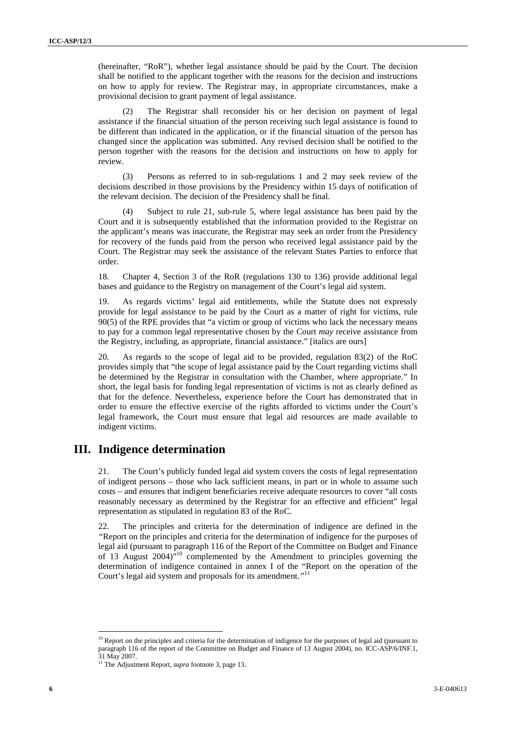(hereinafter, "RoR"), whether legal assistance should be paid by the Court. The decision shall be notified to the applicant together with the reasons for the decision and instructions on how to apply for review. The Registrar may, in appropriate circumstances, make a provisional decision to grant payment of legal assistance.

(2) The Registrar shall reconsider his or her decision on payment of legal assistance if the financial situation of the person receiving such legal assistance is found to be different than indicated in the application, or if the financial situation of the person has changed since the application was submitted. Any revised decision shall be notified to the person together with the reasons for the decision and instructions on how to apply for review.

(3) Persons as referred to in sub-regulations 1 and 2 may seek review of the decisions described in those provisions by the Presidency within 15 days of notification of the relevant decision. The decision of the Presidency shall be final.

(4) Subject to rule 21, sub-rule 5, where legal assistance has been paid by the Court and it is subsequently established that the information provided to the Registrar on the applicant's means was inaccurate, the Registrar may seek an order from the Presidency for recovery of the funds paid from the person who received legal assistance paid by the Court. The Registrar may seek the assistance of the relevant States Parties to enforce that order.

18. Chapter 4, Section 3 of the RoR (regulations 130 to 136) provide additional legal bases and guidance to the Registry on management of the Court's legal aid system.

19. As regards victims' legal aid entitlements, while the Statute does not expressly provide for legal assistance to be paid by the Court as a matter of right for victims, rule 90(5) of the RPE provides that "a victim or group of victims who lack the necessary means to pay for a common legal representative chosen by the Court *may* receive assistance from the Registry, including, as appropriate, financial assistance." [italics are ours]

20. As regards to the scope of legal aid to be provided, regulation 83(2) of the RoC provides simply that "the scope of legal assistance paid by the Court regarding victims shall be determined by the Registrar in consultation with the Chamber, where appropriate." In short, the legal basis for funding legal representation of victims is not as clearly defined as that for the defence. Nevertheless, experience before the Court has demonstrated that in order to ensure the effective exercise of the rights afforded to victims under the Court's legal framework, the Court must ensure that legal aid resources are made available to indigent victims.

# III. Indigence determination

21. The Court's publicly funded legal aid system covers the costs of legal representation of indigent persons – those who lack sufficient means, in part or in whole to assume such costs – and ensures that indigent beneficiaries receive adequate resources to cover "all costs reasonably necessary as determined by the Registrar for an effective and efficient" legal representation as stipulated in regulation 83 of the RoC.

22. The principles and criteria for the determination of indigence are defined in the "Report on the principles and criteria for the determination of indigence for the purposes of legal aid (pursuant to paragraph 116 of the Report of the Committee on Budget and Finance of 13 August 2004)"[10] complemented by the Amendment to principles governing the determination of indigence contained in annex I of the "Report on the operation of the Court's legal aid system and proposals for its amendment."[11]

---

[10] Report on the principles and criteria for the determination of indigence for the purposes of legal aid (pursuant to paragraph 116 of the report of the Committee on Budget and Finance of 13 August 2004), no. ICC-ASP/6/INF.1, 31 May 2007.

[11] The Adjustment Report, *supra* footnote 3, page 13.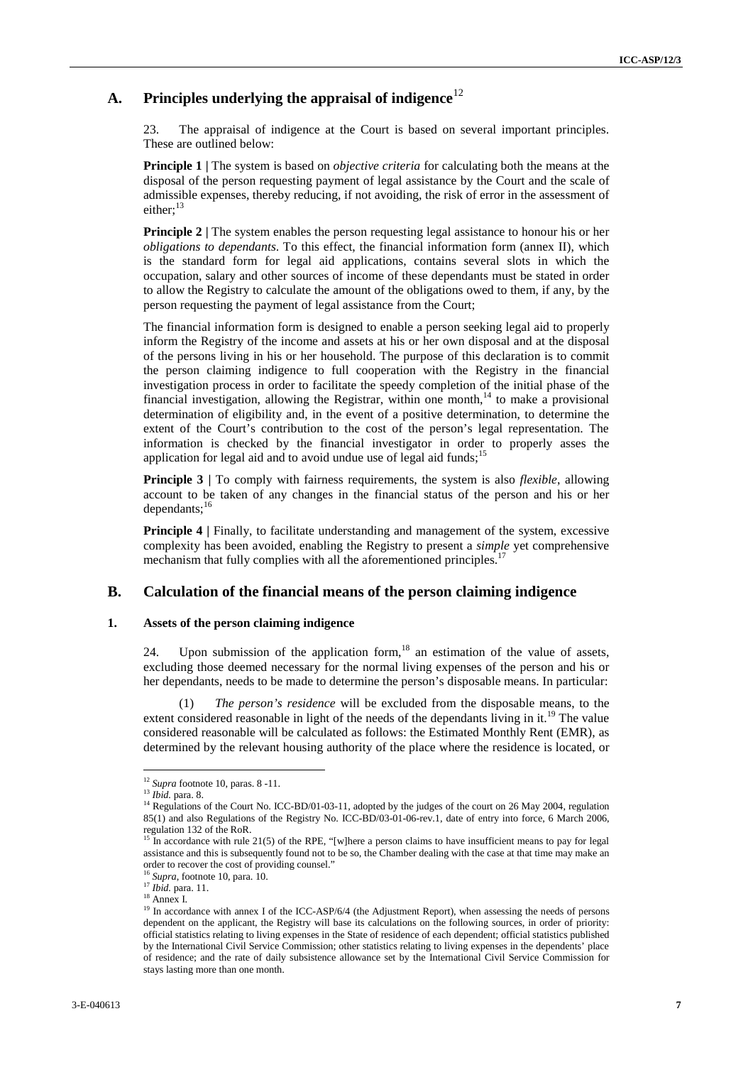## A. Principles underlying the appraisal of indigence[12]

23. The appraisal of indigence at the Court is based on several important principles. These are outlined below:

**Principle 1 |** The system is based on *objective criteria* for calculating both the means at the disposal of the person requesting payment of legal assistance by the Court and the scale of admissible expenses, thereby reducing, if not avoiding, the risk of error in the assessment of either;[13]

**Principle 2 |** The system enables the person requesting legal assistance to honour his or her *obligations to dependants*. To this effect, the financial information form (annex II), which is the standard form for legal aid applications, contains several slots in which the occupation, salary and other sources of income of these dependants must be stated in order to allow the Registry to calculate the amount of the obligations owed to them, if any, by the person requesting the payment of legal assistance from the Court;

The financial information form is designed to enable a person seeking legal aid to properly inform the Registry of the income and assets at his or her own disposal and at the disposal of the persons living in his or her household. The purpose of this declaration is to commit the person claiming indigence to full cooperation with the Registry in the financial investigation process in order to facilitate the speedy completion of the initial phase of the financial investigation, allowing the Registrar, within one month,[14] to make a provisional determination of eligibility and, in the event of a positive determination, to determine the extent of the Court's contribution to the cost of the person's legal representation. The information is checked by the financial investigator in order to properly asses the application for legal aid and to avoid undue use of legal aid funds;[15]

**Principle 3 |** To comply with fairness requirements, the system is also *flexible*, allowing account to be taken of any changes in the financial status of the person and his or her dependants;[16]

**Principle 4 |** Finally, to facilitate understanding and management of the system, excessive complexity has been avoided, enabling the Registry to present a *simple* yet comprehensive mechanism that fully complies with all the aforementioned principles.[17]

## B. Calculation of the financial means of the person claiming indigence

### 1. Assets of the person claiming indigence

24. Upon submission of the application form,[18] an estimation of the value of assets, excluding those deemed necessary for the normal living expenses of the person and his or her dependants, needs to be made to determine the person's disposable means. In particular:

(1) *The person's residence* will be excluded from the disposable means, to the extent considered reasonable in light of the needs of the dependants living in it.[19] The value considered reasonable will be calculated as follows: the Estimated Monthly Rent (EMR), as determined by the relevant housing authority of the place where the residence is located, or

---

[12] *Supra* footnote 10, paras. 8 -11.

[13] *Ibid.* para. 8.

[14] Regulations of the Court No. ICC-BD/01-03-11, adopted by the judges of the court on 26 May 2004, regulation 85(1) and also Regulations of the Registry No. ICC-BD/03-01-06-rev.1, date of entry into force, 6 March 2006, regulation 132 of the RoR.

[15] In accordance with rule 21(5) of the RPE, "[w]here a person claims to have insufficient means to pay for legal assistance and this is subsequently found not to be so, the Chamber dealing with the case at that time may make an order to recover the cost of providing counsel."

[16] *Supra*, footnote 10, para. 10.

[17] *Ibid.* para. 11.

[18] Annex I.

[19] In accordance with annex I of the ICC-ASP/6/4 (the Adjustment Report), when assessing the needs of persons dependent on the applicant, the Registry will base its calculations on the following sources, in order of priority: official statistics relating to living expenses in the State of residence of each dependent; official statistics published by the International Civil Service Commission; other statistics relating to living expenses in the dependants' place of residence; and the rate of daily subsistence allowance set by the International Civil Service Commission for stays lasting more than one month.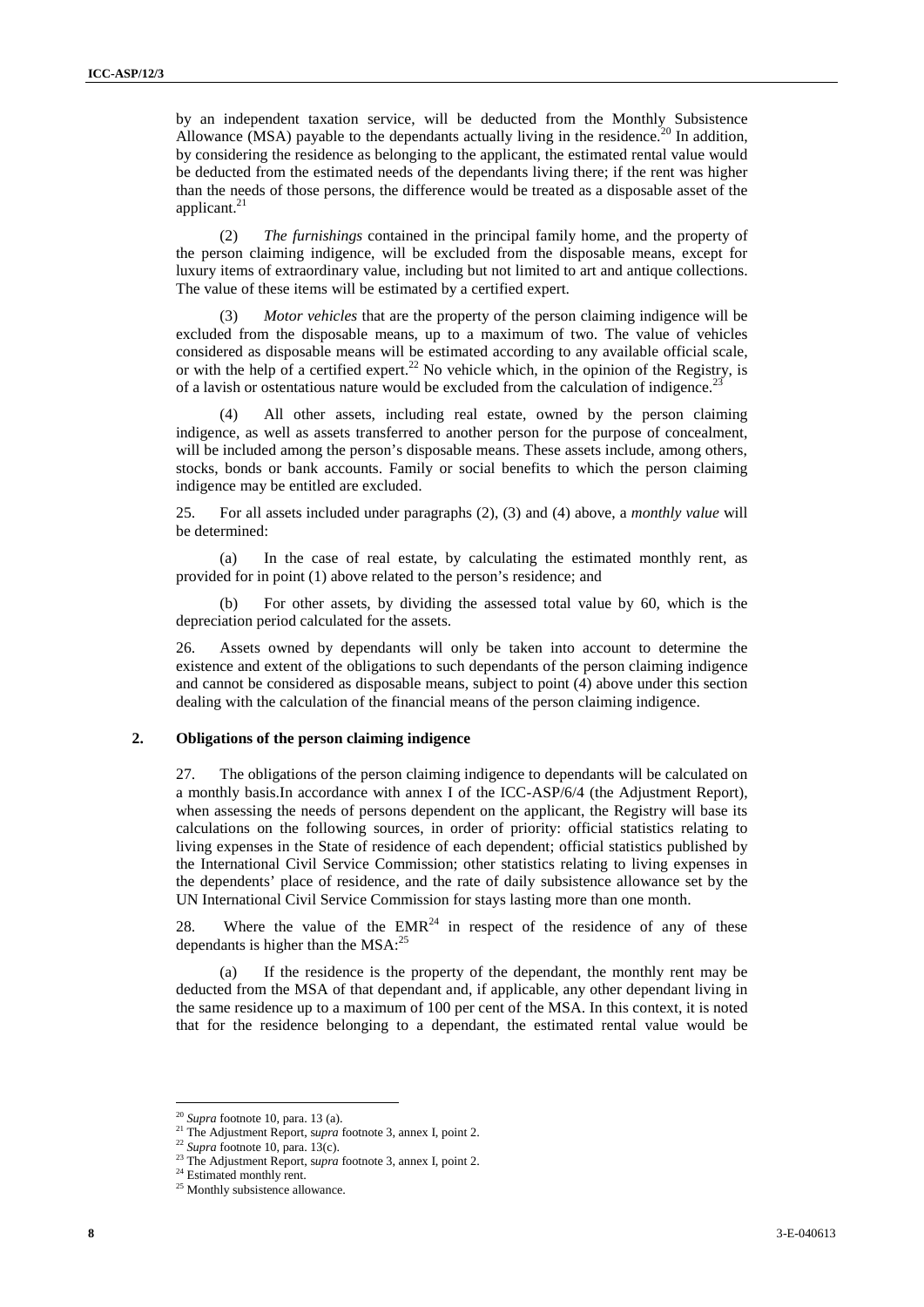by an independent taxation service, will be deducted from the Monthly Subsistence Allowance (MSA) payable to the dependants actually living in the residence.[20] In addition, by considering the residence as belonging to the applicant, the estimated rental value would be deducted from the estimated needs of the dependants living there; if the rent was higher than the needs of those persons, the difference would be treated as a disposable asset of the applicant.[21]

(2) *The furnishings* contained in the principal family home, and the property of the person claiming indigence, will be excluded from the disposable means, except for luxury items of extraordinary value, including but not limited to art and antique collections. The value of these items will be estimated by a certified expert.

(3) *Motor vehicles* that are the property of the person claiming indigence will be excluded from the disposable means, up to a maximum of two. The value of vehicles considered as disposable means will be estimated according to any available official scale, or with the help of a certified expert.[22] No vehicle which, in the opinion of the Registry, is of a lavish or ostentatious nature would be excluded from the calculation of indigence.[23]

(4) All other assets, including real estate, owned by the person claiming indigence, as well as assets transferred to another person for the purpose of concealment, will be included among the person's disposable means. These assets include, among others, stocks, bonds or bank accounts. Family or social benefits to which the person claiming indigence may be entitled are excluded.

25. For all assets included under paragraphs (2), (3) and (4) above, a *monthly value* will be determined:

(a) In the case of real estate, by calculating the estimated monthly rent, as provided for in point (1) above related to the person's residence; and

(b) For other assets, by dividing the assessed total value by 60, which is the depreciation period calculated for the assets.

26. Assets owned by dependants will only be taken into account to determine the existence and extent of the obligations to such dependants of the person claiming indigence and cannot be considered as disposable means, subject to point (4) above under this section dealing with the calculation of the financial means of the person claiming indigence.

## 2. Obligations of the person claiming indigence

27. The obligations of the person claiming indigence to dependants will be calculated on a monthly basis.In accordance with annex I of the ICC-ASP/6/4 (the Adjustment Report), when assessing the needs of persons dependent on the applicant, the Registry will base its calculations on the following sources, in order of priority: official statistics relating to living expenses in the State of residence of each dependent; official statistics published by the International Civil Service Commission; other statistics relating to living expenses in the dependants' place of residence, and the rate of daily subsistence allowance set by the UN International Civil Service Commission for stays lasting more than one month.

28. Where the value of the EMR[24] in respect of the residence of any of these dependants is higher than the MSA:[25]

(a) If the residence is the property of the dependant, the monthly rent may be deducted from the MSA of that dependant and, if applicable, any other dependant living in the same residence up to a maximum of 100 per cent of the MSA. In this context, it is noted that for the residence belonging to a dependant, the estimated rental value would be

---

[20] *Supra* footnote 10, para. 13 (a).

[21] The Adjustment Report, *supra* footnote 3, annex I, point 2.

[22] *Supra* footnote 10, para. 13(c).

[23] The Adjustment Report, *supra* footnote 3, annex I, point 2.

[24] Estimated monthly rent.

[25] Monthly subsistence allowance.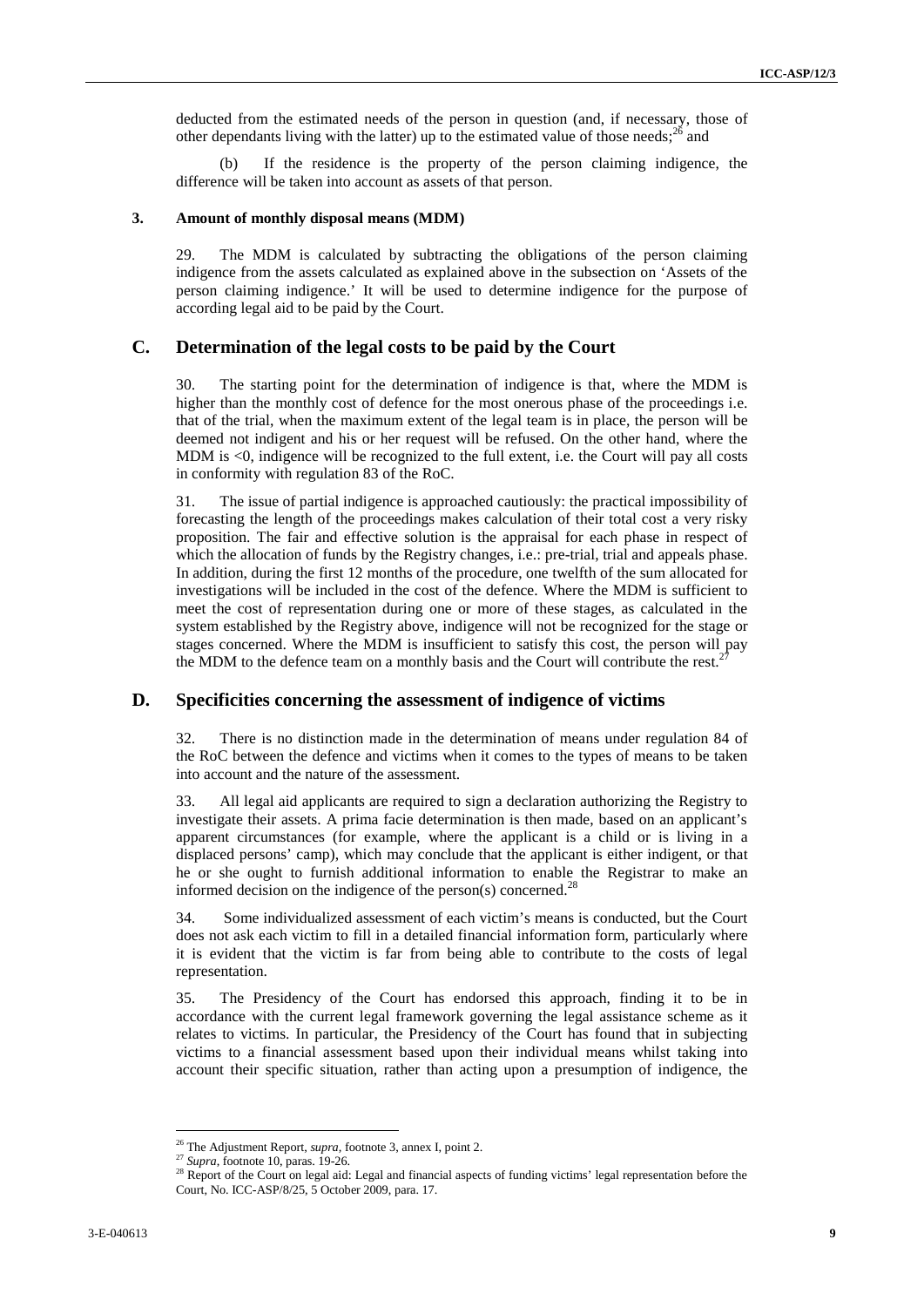deducted from the estimated needs of the person in question (and, if necessary, those of other dependants living with the latter) up to the estimated value of those needs;[26] and

(b) If the residence is the property of the person claiming indigence, the difference will be taken into account as assets of that person.

### 3. Amount of monthly disposal means (MDM)

29. The MDM is calculated by subtracting the obligations of the person claiming indigence from the assets calculated as explained above in the subsection on 'Assets of the person claiming indigence.' It will be used to determine indigence for the purpose of according legal aid to be paid by the Court.

## C. Determination of the legal costs to be paid by the Court

30. The starting point for the determination of indigence is that, where the MDM is higher than the monthly cost of defence for the most onerous phase of the proceedings i.e. that of the trial, when the maximum extent of the legal team is in place, the person will be deemed not indigent and his or her request will be refused. On the other hand, where the MDM is <0, indigence will be recognized to the full extent, i.e. the Court will pay all costs in conformity with regulation 83 of the RoC.

31. The issue of partial indigence is approached cautiously: the practical impossibility of forecasting the length of the proceedings makes calculation of their total cost a very risky proposition. The fair and effective solution is the appraisal for each phase in respect of which the allocation of funds by the Registry changes, i.e.: pre-trial, trial and appeals phase. In addition, during the first 12 months of the procedure, one twelfth of the sum allocated for investigations will be included in the cost of the defence. Where the MDM is sufficient to meet the cost of representation during one or more of these stages, as calculated in the system established by the Registry above, indigence will not be recognized for the stage or stages concerned. Where the MDM is insufficient to satisfy this cost, the person will pay the MDM to the defence team on a monthly basis and the Court will contribute the rest.[27]

## D. Specificities concerning the assessment of indigence of victims

32. There is no distinction made in the determination of means under regulation 84 of the RoC between the defence and victims when it comes to the types of means to be taken into account and the nature of the assessment.

33. All legal aid applicants are required to sign a declaration authorizing the Registry to investigate their assets. A prima facie determination is then made, based on an applicant's apparent circumstances (for example, where the applicant is a child or is living in a displaced persons' camp), which may conclude that the applicant is either indigent, or that he or she ought to furnish additional information to enable the Registrar to make an informed decision on the indigence of the person(s) concerned.[28]

34. Some individualized assessment of each victim's means is conducted, but the Court does not ask each victim to fill in a detailed financial information form, particularly where it is evident that the victim is far from being able to contribute to the costs of legal representation.

35. The Presidency of the Court has endorsed this approach, finding it to be in accordance with the current legal framework governing the legal assistance scheme as it relates to victims. In particular, the Presidency of the Court has found that in subjecting victims to a financial assessment based upon their individual means whilst taking into account their specific situation, rather than acting upon a presumption of indigence, the

---

[26] The Adjustment Report, *supra*, footnote 3, annex I, point 2.

[27] *Supra*, footnote 10, paras. 19-26.

[28] Report of the Court on legal aid: Legal and financial aspects of funding victims' legal representation before the Court, No. ICC-ASP/8/25, 5 October 2009, para. 17.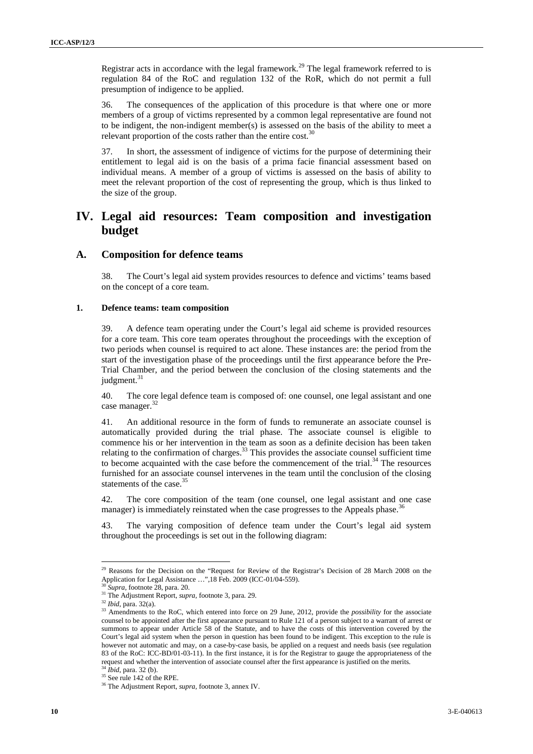Registrar acts in accordance with the legal framework.[29] The legal framework referred to is regulation 84 of the RoC and regulation 132 of the RoR, which do not permit a full presumption of indigence to be applied.

36. The consequences of the application of this procedure is that where one or more members of a group of victims represented by a common legal representative are found not to be indigent, the non-indigent member(s) is assessed on the basis of the ability to meet a relevant proportion of the costs rather than the entire cost.[30]

37. In short, the assessment of indigence of victims for the purpose of determining their entitlement to legal aid is on the basis of a prima facie financial assessment based on individual means. A member of a group of victims is assessed on the basis of ability to meet the relevant proportion of the cost of representing the group, which is thus linked to the size of the group.

# IV. Legal aid resources: Team composition and investigation budget

## A. Composition for defence teams

38. The Court's legal aid system provides resources to defence and victims' teams based on the concept of a core team.

### 1. Defence teams: team composition

39. A defence team operating under the Court's legal aid scheme is provided resources for a core team. This core team operates throughout the proceedings with the exception of two periods when counsel is required to act alone. These instances are: the period from the start of the investigation phase of the proceedings until the first appearance before the Pre-Trial Chamber, and the period between the conclusion of the closing statements and the judgment.[31]

40. The core legal defence team is composed of: one counsel, one legal assistant and one case manager.[32]

41. An additional resource in the form of funds to remunerate an associate counsel is automatically provided during the trial phase. The associate counsel is eligible to commence his or her intervention in the team as soon as a definite decision has been taken relating to the confirmation of charges.[33] This provides the associate counsel sufficient time to become acquainted with the case before the commencement of the trial.[34] The resources furnished for an associate counsel intervenes in the team until the conclusion of the closing statements of the case.[35]

42. The core composition of the team (one counsel, one legal assistant and one case manager) is immediately reinstated when the case progresses to the Appeals phase.[36]

43. The varying composition of defence team under the Court's legal aid system throughout the proceedings is set out in the following diagram:

---

[29] Reasons for the Decision on the "Request for Review of the Registrar's Decision of 28 March 2008 on the Application for Legal Assistance …",18 Feb. 2009 (ICC-01/04-559).

[30] *Supra*, footnote 28, para. 20.

[31] The Adjustment Report, *supra*, footnote 3, para. 29.

[32] *Ibid*, para. 32(a).

[33] Amendments to the RoC, which entered into force on 29 June, 2012, provide the *possibility* for the associate counsel to be appointed after the first appearance pursuant to Rule 121 of a person subject to a warrant of arrest or summons to appear under Article 58 of the Statute, and to have the costs of this intervention covered by the Court's legal aid system when the person in question has been found to be indigent. This exception to the rule is however not automatic and may, on a case-by-case basis, be applied on a request and needs basis (see regulation 83 of the RoC: ICC-BD/01-03-11). In the first instance, it is for the Registrar to gauge the appropriateness of the request and whether the intervention of associate counsel after the first appearance is justified on the merits.

[34] *Ibid*, para. 32 (b).

[35] See rule 142 of the RPE.

[36] The Adjustment Report, *supra*, footnote 3, annex IV.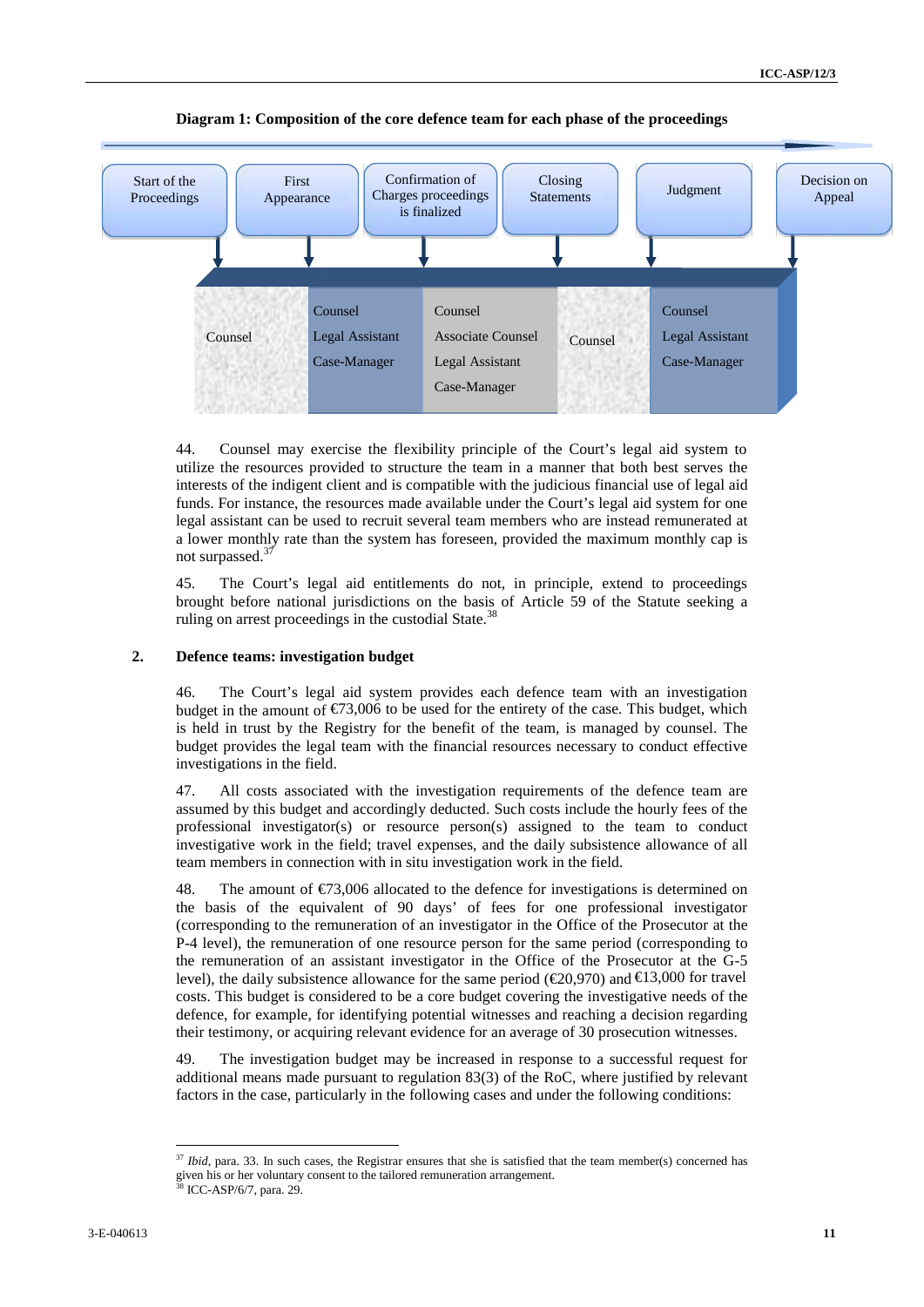**Diagram 1: Composition of the core defence team for each phase of the proceedings**

| Start of the Proceedings | First Appearance | Confirmation of Charges proceedings is finalized | Closing Statements | Judgment | Decision on Appeal |
|---|---|---|---|---|---|
| Counsel | Counsel<br>Legal Assistant<br>Case-Manager | Counsel<br>Associate Counsel<br>Legal Assistant<br>Case-Manager | Counsel | Counsel<br>Legal Assistant<br>Case-Manager | |

44. Counsel may exercise the flexibility principle of the Court's legal aid system to utilize the resources provided to structure the team in a manner that both best serves the interests of the indigent client and is compatible with the judicious financial use of legal aid funds. For instance, the resources made available under the Court's legal aid system for one legal assistant can be used to recruit several team members who are instead remunerated at a lower monthly rate than the system has foreseen, provided the maximum monthly cap is not surpassed.[37]

45. The Court's legal aid entitlements do not, in principle, extend to proceedings brought before national jurisdictions on the basis of Article 59 of the Statute seeking a ruling on arrest proceedings in the custodial State.[38]

### 2. Defence teams: investigation budget

46. The Court's legal aid system provides each defence team with an investigation budget in the amount of €73,006 to be used for the entirety of the case. This budget, which is held in trust by the Registry for the benefit of the team, is managed by counsel. The budget provides the legal team with the financial resources necessary to conduct effective investigations in the field.

47. All costs associated with the investigation requirements of the defence team are assumed by this budget and accordingly deducted. Such costs include the hourly fees of the professional investigator(s) or resource person(s) assigned to the team to conduct investigative work in the field; travel expenses, and the daily subsistence allowance of all team members in connection with in situ investigation work in the field.

48. The amount of €73,006 allocated to the defence for investigations is determined on the basis of the equivalent of 90 days' of fees for one professional investigator (corresponding to the remuneration of an investigator in the Office of the Prosecutor at the P-4 level), the remuneration of one resource person for the same period (corresponding to the remuneration of an assistant investigator in the Office of the Prosecutor at the G-5 level), the daily subsistence allowance for the same period (€20,970) and €13,000 for travel costs. This budget is considered to be a core budget covering the investigative needs of the defence, for example, for identifying potential witnesses and reaching a decision regarding their testimony, or acquiring relevant evidence for an average of 30 prosecution witnesses.

49. The investigation budget may be increased in response to a successful request for additional means made pursuant to regulation 83(3) of the RoC, where justified by relevant factors in the case, particularly in the following cases and under the following conditions:

---

[37] *Ibid*, para. 33. In such cases, the Registrar ensures that she is satisfied that the team member(s) concerned has given his or her voluntary consent to the tailored remuneration arrangement.

[38] ICC-ASP/6/7, para. 29.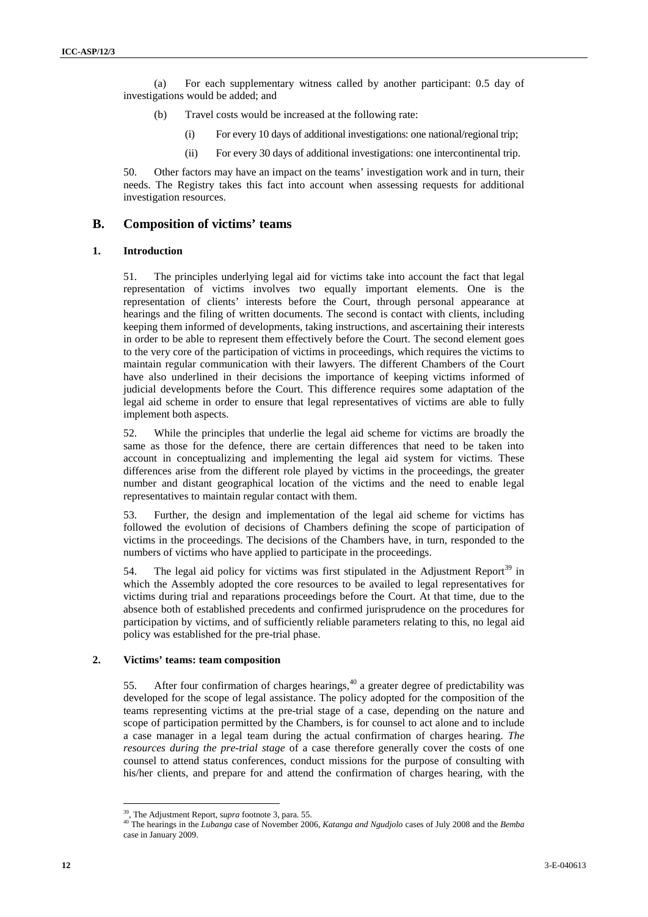(a) For each supplementary witness called by another participant: 0.5 day of investigations would be added; and

(b) Travel costs would be increased at the following rate:

(i) For every 10 days of additional investigations: one national/regional trip;

(ii) For every 30 days of additional investigations: one intercontinental trip.

50. Other factors may have an impact on the teams' investigation work and in turn, their needs. The Registry takes this fact into account when assessing requests for additional investigation resources.

## B. Composition of victims' teams

### 1. Introduction

51. The principles underlying legal aid for victims take into account the fact that legal representation of victims involves two equally important elements. One is the representation of clients' interests before the Court, through personal appearance at hearings and the filing of written documents. The second is contact with clients, including keeping them informed of developments, taking instructions, and ascertaining their interests in order to be able to represent them effectively before the Court. The second element goes to the very core of the participation of victims in proceedings, which requires the victims to maintain regular communication with their lawyers. The different Chambers of the Court have also underlined in their decisions the importance of keeping victims informed of judicial developments before the Court. This difference requires some adaptation of the legal aid scheme in order to ensure that legal representatives of victims are able to fully implement both aspects.

52. While the principles that underlie the legal aid scheme for victims are broadly the same as those for the defence, there are certain differences that need to be taken into account in conceptualizing and implementing the legal aid system for victims. These differences arise from the different role played by victims in the proceedings, the greater number and distant geographical location of the victims and the need to enable legal representatives to maintain regular contact with them.

53. Further, the design and implementation of the legal aid scheme for victims has followed the evolution of decisions of Chambers defining the scope of participation of victims in the proceedings. The decisions of the Chambers have, in turn, responded to the numbers of victims who have applied to participate in the proceedings.

54. The legal aid policy for victims was first stipulated in the Adjustment Report[39] in which the Assembly adopted the core resources to be availed to legal representatives for victims during trial and reparations proceedings before the Court. At that time, due to the absence both of established precedents and confirmed jurisprudence on the procedures for participation by victims, and of sufficiently reliable parameters relating to this, no legal aid policy was established for the pre-trial phase.

### 2. Victims' teams: team composition

55. After four confirmation of charges hearings,[40] a greater degree of predictability was developed for the scope of legal assistance. The policy adopted for the composition of the teams representing victims at the pre-trial stage of a case, depending on the nature and scope of participation permitted by the Chambers, is for counsel to act alone and to include a case manager in a legal team during the actual confirmation of charges hearing. *The resources during the pre-trial stage* of a case therefore generally cover the costs of one counsel to attend status conferences, conduct missions for the purpose of consulting with his/her clients, and prepare for and attend the confirmation of charges hearing, with the

---

[39] The Adjustment Report, *supra* footnote 3, para. 55.

[40] The hearings in the *Lubanga* case of November 2006, *Katanga and Ngudjolo* cases of July 2008 and the *Bemba* case in January 2009.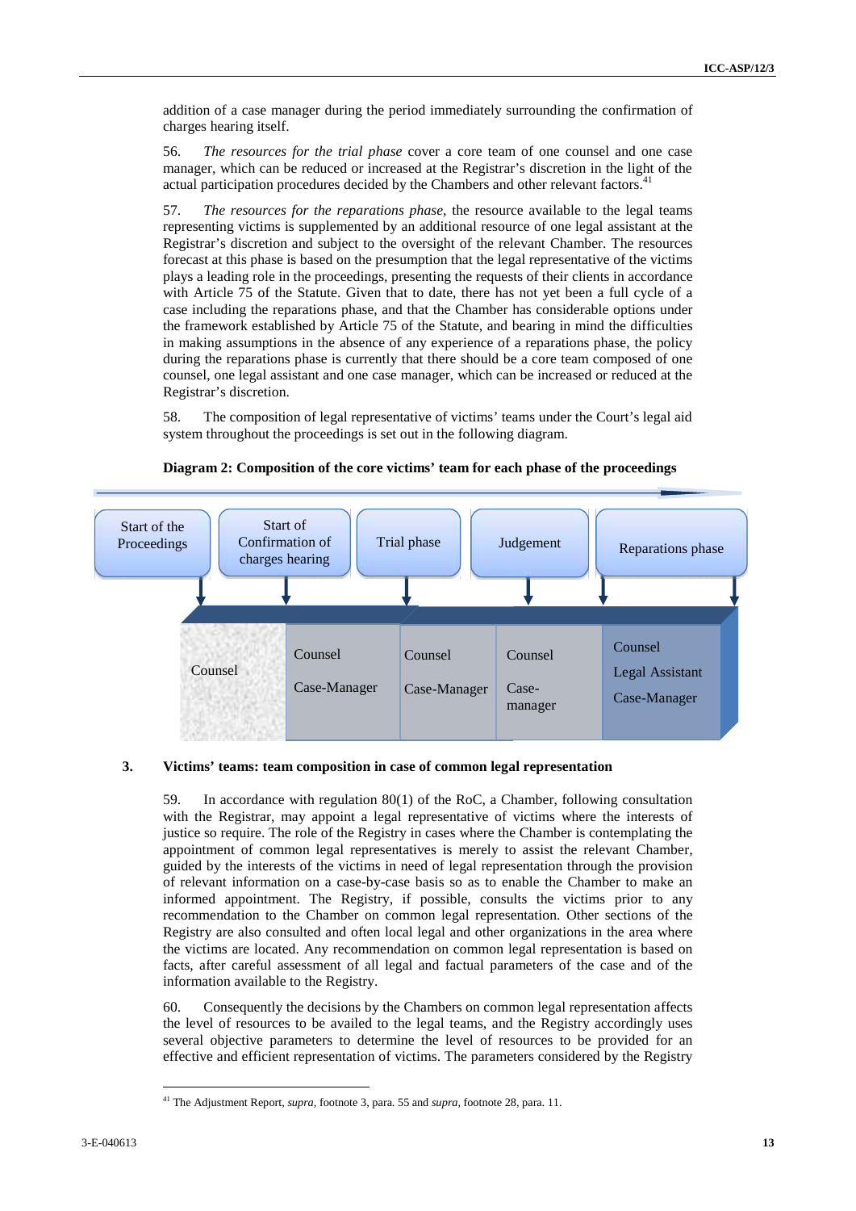addition of a case manager during the period immediately surrounding the confirmation of charges hearing itself.

56. *The resources for the trial phase* cover a core team of one counsel and one case manager, which can be reduced or increased at the Registrar's discretion in the light of the actual participation procedures decided by the Chambers and other relevant factors.[41]

57. *The resources for the reparations phase*, the resource available to the legal teams representing victims is supplemented by an additional resource of one legal assistant at the Registrar's discretion and subject to the oversight of the relevant Chamber. The resources forecast at this phase is based on the presumption that the legal representative of the victims plays a leading role in the proceedings, presenting the requests of their clients in accordance with Article 75 of the Statute. Given that to date, there has not yet been a full cycle of a case including the reparations phase, and that the Chamber has considerable options under the framework established by Article 75 of the Statute, and bearing in mind the difficulties in making assumptions in the absence of any experience of a reparations phase, the policy during the reparations phase is currently that there should be a core team composed of one counsel, one legal assistant and one case manager, which can be increased or reduced at the Registrar's discretion.

58. The composition of legal representative of victims' teams under the Court's legal aid system throughout the proceedings is set out in the following diagram.

**Diagram 2: Composition of the core victims' team for each phase of the proceedings**

| Start of the Proceedings | Start of Confirmation of charges hearing | Trial phase | Judgement | Reparations phase |
|---|---|---|---|---|
| Counsel | Counsel<br>Case-Manager | Counsel<br>Case-Manager | Counsel<br>Case-manager | Counsel<br>Legal Assistant<br>Case-Manager |

### 3. Victims' teams: team composition in case of common legal representation

59. In accordance with regulation 80(1) of the RoC, a Chamber, following consultation with the Registrar, may appoint a legal representative of victims where the interests of justice so require. The role of the Registry in cases where the Chamber is contemplating the appointment of common legal representatives is merely to assist the relevant Chamber, guided by the interests of the victims in need of legal representation through the provision of relevant information on a case-by-case basis so as to enable the Chamber to make an informed appointment. The Registry, if possible, consults the victims prior to any recommendation to the Chamber on common legal representation. Other sections of the Registry are also consulted and often local legal and other organizations in the area where the victims are located. Any recommendation on common legal representation is based on facts, after careful assessment of all legal and factual parameters of the case and of the information available to the Registry.

60. Consequently the decisions by the Chambers on common legal representation affects the level of resources to be availed to the legal teams, and the Registry accordingly uses several objective parameters to determine the level of resources to be provided for an effective and efficient representation of victims. The parameters considered by the Registry

[41] The Adjustment Report, *supra*, footnote 3, para. 55 and *supra*, footnote 28, para. 11.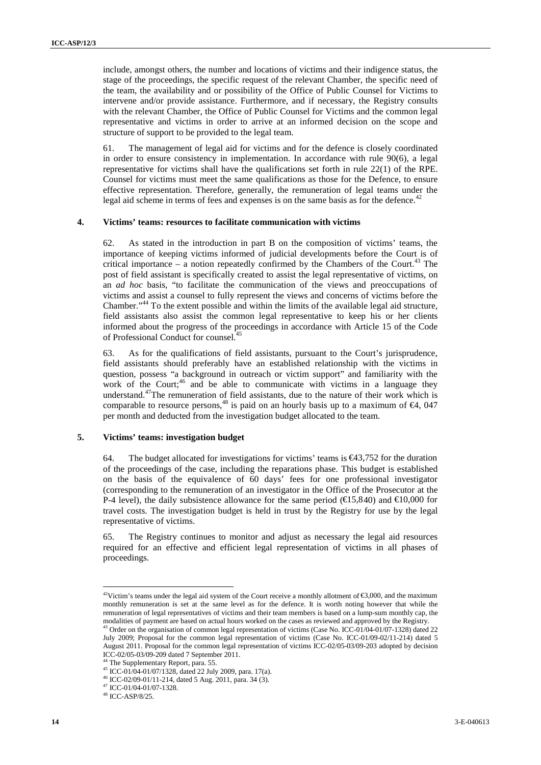include, amongst others, the number and locations of victims and their indigence status, the stage of the proceedings, the specific request of the relevant Chamber, the specific need of the team, the availability and or possibility of the Office of Public Counsel for Victims to intervene and/or provide assistance. Furthermore, and if necessary, the Registry consults with the relevant Chamber, the Office of Public Counsel for Victims and the common legal representative and victims in order to arrive at an informed decision on the scope and structure of support to be provided to the legal team.

61. The management of legal aid for victims and for the defence is closely coordinated in order to ensure consistency in implementation. In accordance with rule 90(6), a legal representative for victims shall have the qualifications set forth in rule 22(1) of the RPE. Counsel for victims must meet the same qualifications as those for the Defence, to ensure effective representation. Therefore, generally, the remuneration of legal teams under the legal aid scheme in terms of fees and expenses is on the same basis as for the defence.[42]

### 4. Victims' teams: resources to facilitate communication with victims

62. As stated in the introduction in part B on the composition of victims' teams, the importance of keeping victims informed of judicial developments before the Court is of critical importance – a notion repeatedly confirmed by the Chambers of the Court.[43] The post of field assistant is specifically created to assist the legal representative of victims, on an *ad hoc* basis, "to facilitate the communication of the views and preoccupations of victims and assist a counsel to fully represent the views and concerns of victims before the Chamber."[44] To the extent possible and within the limits of the available legal aid structure, field assistants also assist the common legal representative to keep his or her clients informed about the progress of the proceedings in accordance with Article 15 of the Code of Professional Conduct for counsel.[45]

63. As for the qualifications of field assistants, pursuant to the Court's jurisprudence, field assistants should preferably have an established relationship with the victims in question, possess "a background in outreach or victim support" and familiarity with the work of the Court;[46] and be able to communicate with victims in a language they understand.[47]The remuneration of field assistants, due to the nature of their work which is comparable to resource persons,[48] is paid on an hourly basis up to a maximum of €4, 047 per month and deducted from the investigation budget allocated to the team.

### 5. Victims' teams: investigation budget

64. The budget allocated for investigations for victims' teams is €43,752 for the duration of the proceedings of the case, including the reparations phase. This budget is established on the basis of the equivalence of 60 days' fees for one professional investigator (corresponding to the remuneration of an investigator in the Office of the Prosecutor at the P-4 level), the daily subsistence allowance for the same period (€15,840) and €10,000 for travel costs. The investigation budget is held in trust by the Registry for use by the legal representative of victims.

65. The Registry continues to monitor and adjust as necessary the legal aid resources required for an effective and efficient legal representation of victims in all phases of proceedings.

---

[42] Victim's teams under the legal aid system of the Court receive a monthly allotment of €3,000, and the maximum monthly remuneration is set at the same level as for the defence. It is worth noting however that while the remuneration of legal representatives of victims and their team members is based on a lump-sum monthly cap, the modalities of payment are based on actual hours worked on the cases as reviewed and approved by the Registry.

[43] Order on the organisation of common legal representation of victims (Case No. ICC-01/04-01/07-1328) dated 22 July 2009; Proposal for the common legal representation of victims (Case No. ICC-01/09-02/11-214) dated 5 August 2011. Proposal for the common legal representation of victims ICC-02/05-03/09-203 adopted by decision ICC-02/05-03/09-209 dated 7 September 2011.

[44] The Supplementary Report, para. 55.

[45] ICC-01/04-01/07/1328, dated 22 July 2009, para. 17(a).

[46] ICC-02/09-01/11-214, dated 5 Aug. 2011, para. 34 (3).

[47] ICC-01/04-01/07-1328.

[48] ICC-ASP/8/25.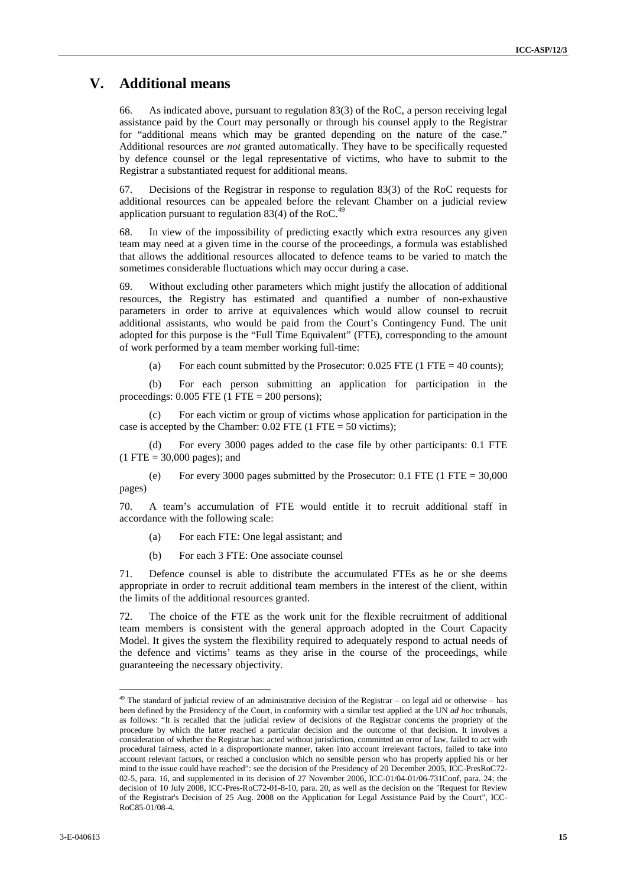# V. Additional means

66. As indicated above, pursuant to regulation 83(3) of the RoC, a person receiving legal assistance paid by the Court may personally or through his counsel apply to the Registrar for "additional means which may be granted depending on the nature of the case." Additional resources are *not* granted automatically. They have to be specifically requested by defence counsel or the legal representative of victims, who have to submit to the Registrar a substantiated request for additional means.

67. Decisions of the Registrar in response to regulation 83(3) of the RoC requests for additional resources can be appealed before the relevant Chamber on a judicial review application pursuant to regulation 83(4) of the RoC.[49]

68. In view of the impossibility of predicting exactly which extra resources any given team may need at a given time in the course of the proceedings, a formula was established that allows the additional resources allocated to defence teams to be varied to match the sometimes considerable fluctuations which may occur during a case.

69. Without excluding other parameters which might justify the allocation of additional resources, the Registry has estimated and quantified a number of non-exhaustive parameters in order to arrive at equivalences which would allow counsel to recruit additional assistants, who would be paid from the Court's Contingency Fund. The unit adopted for this purpose is the "Full Time Equivalent" (FTE), corresponding to the amount of work performed by a team member working full-time:

(a) For each count submitted by the Prosecutor: 0.025 FTE (1 FTE = 40 counts);

(b) For each person submitting an application for participation in the proceedings: 0.005 FTE (1 FTE = 200 persons);

(c) For each victim or group of victims whose application for participation in the case is accepted by the Chamber: 0.02 FTE (1 FTE = 50 victims);

(d) For every 3000 pages added to the case file by other participants: 0.1 FTE (1 FTE = 30,000 pages); and

(e) For every 3000 pages submitted by the Prosecutor: 0.1 FTE (1 FTE = 30,000 pages)

70. A team's accumulation of FTE would entitle it to recruit additional staff in accordance with the following scale:

(a) For each FTE: One legal assistant; and

(b) For each 3 FTE: One associate counsel

71. Defence counsel is able to distribute the accumulated FTEs as he or she deems appropriate in order to recruit additional team members in the interest of the client, within the limits of the additional resources granted.

72. The choice of the FTE as the work unit for the flexible recruitment of additional team members is consistent with the general approach adopted in the Court Capacity Model. It gives the system the flexibility required to adequately respond to actual needs of the defence and victims' teams as they arise in the course of the proceedings, while guaranteeing the necessary objectivity.

---

[49] The standard of judicial review of an administrative decision of the Registrar – on legal aid or otherwise – has been defined by the Presidency of the Court, in conformity with a similar test applied at the UN *ad hoc* tribunals, as follows: "It is recalled that the judicial review of decisions of the Registrar concerns the propriety of the procedure by which the latter reached a particular decision and the outcome of that decision. It involves a consideration of whether the Registrar has: acted without jurisdiction, committed an error of law, failed to act with procedural fairness, acted in a disproportionate manner, taken into account irrelevant factors, failed to take into account relevant factors, or reached a conclusion which no sensible person who has properly applied his or her mind to the issue could have reached": see the decision of the Presidency of 20 December 2005, ICC-PresRoC72-02-5, para. 16, and supplemented in its decision of 27 November 2006, ICC-01/04-01/06-731Conf, para. 24; the decision of 10 July 2008, ICC-Pres-RoC72-01-8-10, para. 20, as well as the decision on the "Request for Review of the Registrar's Decision of 25 Aug. 2008 on the Application for Legal Assistance Paid by the Court", ICC-RoC85-01/08-4.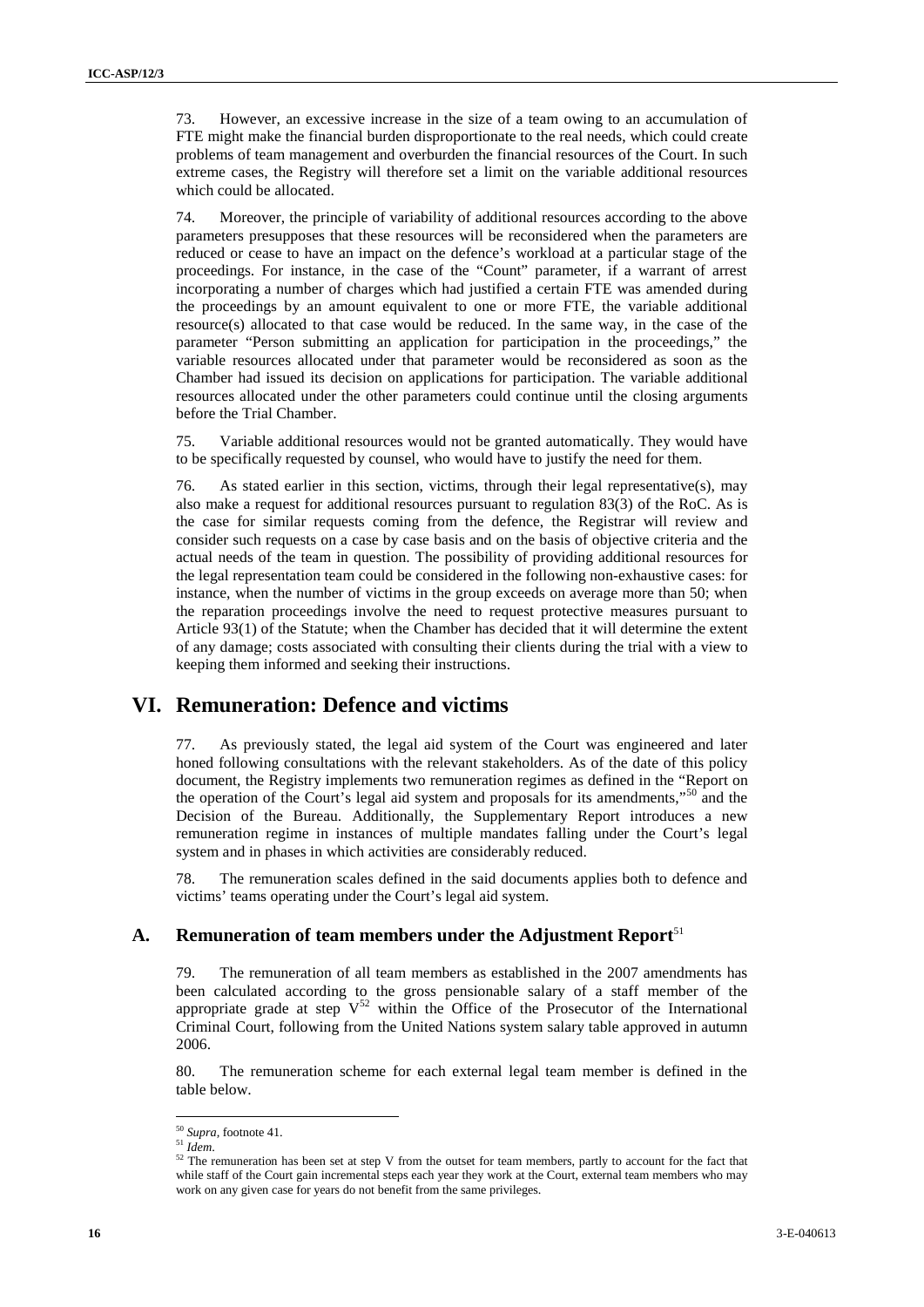73. However, an excessive increase in the size of a team owing to an accumulation of FTE might make the financial burden disproportionate to the real needs, which could create problems of team management and overburden the financial resources of the Court. In such extreme cases, the Registry will therefore set a limit on the variable additional resources which could be allocated.

74. Moreover, the principle of variability of additional resources according to the above parameters presupposes that these resources will be reconsidered when the parameters are reduced or cease to have an impact on the defence's workload at a particular stage of the proceedings. For instance, in the case of the "Count" parameter, if a warrant of arrest incorporating a number of charges which had justified a certain FTE was amended during the proceedings by an amount equivalent to one or more FTE, the variable additional resource(s) allocated to that case would be reduced. In the same way, in the case of the parameter "Person submitting an application for participation in the proceedings," the variable resources allocated under that parameter would be reconsidered as soon as the Chamber had issued its decision on applications for participation. The variable additional resources allocated under the other parameters could continue until the closing arguments before the Trial Chamber.

75. Variable additional resources would not be granted automatically. They would have to be specifically requested by counsel, who would have to justify the need for them.

76. As stated earlier in this section, victims, through their legal representative(s), may also make a request for additional resources pursuant to regulation 83(3) of the RoC. As is the case for similar requests coming from the defence, the Registrar will review and consider such requests on a case by case basis and on the basis of objective criteria and the actual needs of the team in question. The possibility of providing additional resources for the legal representation team could be considered in the following non-exhaustive cases: for instance, when the number of victims in the group exceeds on average more than 50; when the reparation proceedings involve the need to request protective measures pursuant to Article 93(1) of the Statute; when the Chamber has decided that it will determine the extent of any damage; costs associated with consulting their clients during the trial with a view to keeping them informed and seeking their instructions.

# VI. Remuneration: Defence and victims

77. As previously stated, the legal aid system of the Court was engineered and later honed following consultations with the relevant stakeholders. As of the date of this policy document, the Registry implements two remuneration regimes as defined in the "Report on the operation of the Court's legal aid system and proposals for its amendments,"[50] and the Decision of the Bureau. Additionally, the Supplementary Report introduces a new remuneration regime in instances of multiple mandates falling under the Court's legal system and in phases in which activities are considerably reduced.

78. The remuneration scales defined in the said documents applies both to defence and victims' teams operating under the Court's legal aid system.

## A. Remuneration of team members under the Adjustment Report[51]

79. The remuneration of all team members as established in the 2007 amendments has been calculated according to the gross pensionable salary of a staff member of the appropriate grade at step V[52] within the Office of the Prosecutor of the International Criminal Court, following from the United Nations system salary table approved in autumn 2006.

80. The remuneration scheme for each external legal team member is defined in the table below.

---

[50] *Supra*, footnote 41.

[51] *Idem*.

[52] The remuneration has been set at step V from the outset for team members, partly to account for the fact that while staff of the Court gain incremental steps each year they work at the Court, external team members who may work on any given case for years do not benefit from the same privileges.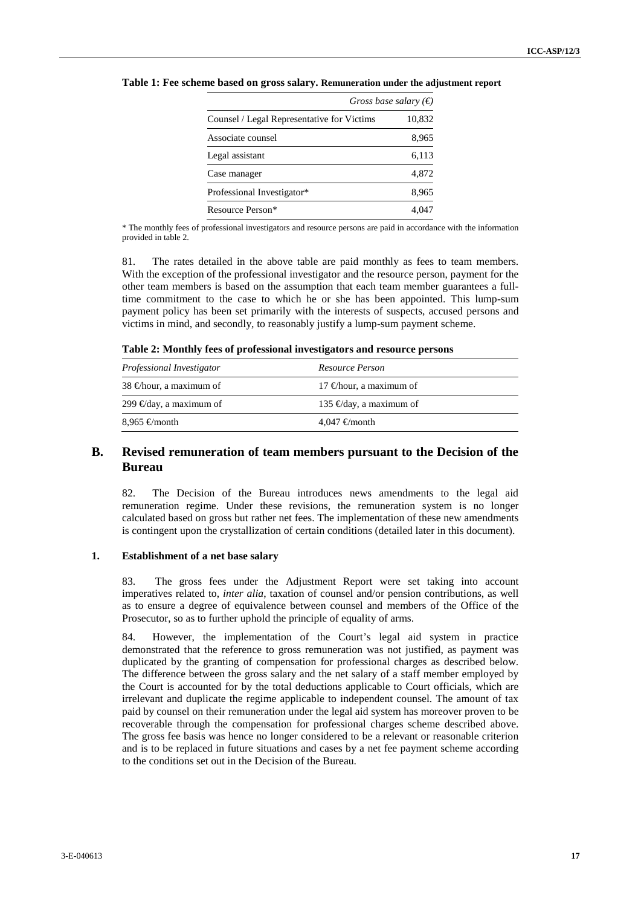**Table 1: Fee scheme based on gross salary. Remuneration under the adjustment report**

| | *Gross base salary (€)* |
|---|---|
| Counsel / Legal Representative for Victims | 10,832 |
| Associate counsel | 8,965 |
| Legal assistant | 6,113 |
| Case manager | 4,872 |
| Professional Investigator* | 8,965 |
| Resource Person* | 4,047 |

* The monthly fees of professional investigators and resource persons are paid in accordance with the information provided in table 2.

81. The rates detailed in the above table are paid monthly as fees to team members. With the exception of the professional investigator and the resource person, payment for the other team members is based on the assumption that each team member guarantees a full-time commitment to the case to which he or she has been appointed. This lump-sum payment policy has been set primarily with the interests of suspects, accused persons and victims in mind, and secondly, to reasonably justify a lump-sum payment scheme.

**Table 2: Monthly fees of professional investigators and resource persons**

| *Professional Investigator* | *Resource Person* |
|---|---|
| 38 €/hour, a maximum of | 17 €/hour, a maximum of |
| 299 €/day, a maximum of | 135 €/day, a maximum of |
| 8,965 €/month | 4,047 €/month |

## B. Revised remuneration of team members pursuant to the Decision of the Bureau

82. The Decision of the Bureau introduces news amendments to the legal aid remuneration regime. Under these revisions, the remuneration system is no longer calculated based on gross but rather net fees. The implementation of these new amendments is contingent upon the crystallization of certain conditions (detailed later in this document).

### 1. Establishment of a net base salary

83. The gross fees under the Adjustment Report were set taking into account imperatives related to, *inter alia*, taxation of counsel and/or pension contributions, as well as to ensure a degree of equivalence between counsel and members of the Office of the Prosecutor, so as to further uphold the principle of equality of arms.

84. However, the implementation of the Court's legal aid system in practice demonstrated that the reference to gross remuneration was not justified, as payment was duplicated by the granting of compensation for professional charges as described below. The difference between the gross salary and the net salary of a staff member employed by the Court is accounted for by the total deductions applicable to Court officials, which are irrelevant and duplicate the regime applicable to independent counsel. The amount of tax paid by counsel on their remuneration under the legal aid system has moreover proven to be recoverable through the compensation for professional charges scheme described above. The gross fee basis was hence no longer considered to be a relevant or reasonable criterion and is to be replaced in future situations and cases by a net fee payment scheme according to the conditions set out in the Decision of the Bureau.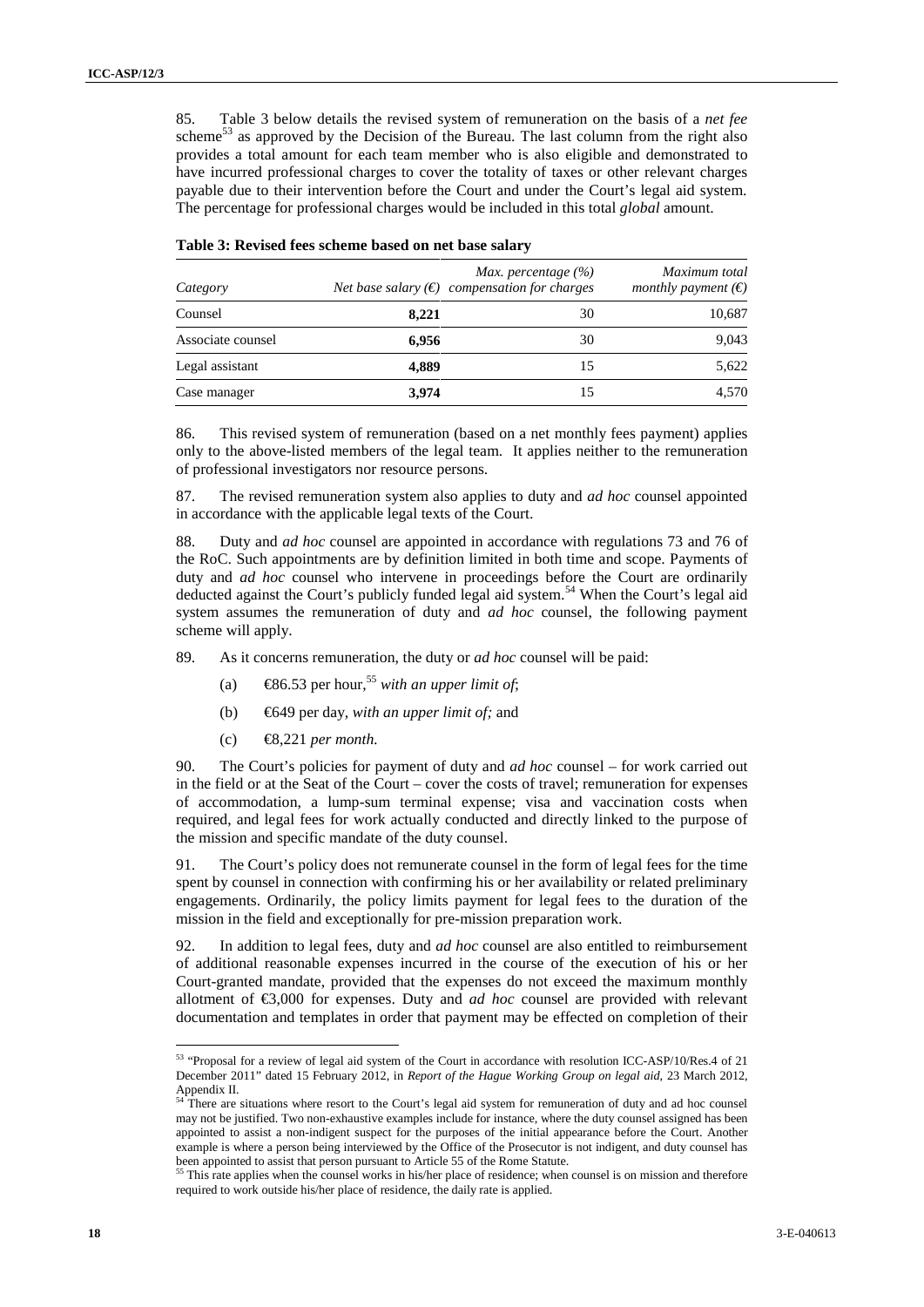85. Table 3 below details the revised system of remuneration on the basis of a *net fee* scheme[53] as approved by the Decision of the Bureau. The last column from the right also provides a total amount for each team member who is also eligible and demonstrated to have incurred professional charges to cover the totality of taxes or other relevant charges payable due to their intervention before the Court and under the Court's legal aid system. The percentage for professional charges would be included in this total *global* amount.

**Table 3: Revised fees scheme based on net base salary**

| *Category* | *Net base salary (€)* | *Max. percentage (%) compensation for charges* | *Maximum total monthly payment (€)* |
|---|---|---|---|
| Counsel | **8,221** | 30 | 10,687 |
| Associate counsel | **6,956** | 30 | 9,043 |
| Legal assistant | **4,889** | 15 | 5,622 |
| Case manager | **3,974** | 15 | 4,570 |

86. This revised system of remuneration (based on a net monthly fees payment) applies only to the above-listed members of the legal team. It applies neither to the remuneration of professional investigators nor resource persons.

87. The revised remuneration system also applies to duty and *ad hoc* counsel appointed in accordance with the applicable legal texts of the Court.

88. Duty and *ad hoc* counsel are appointed in accordance with regulations 73 and 76 of the RoC. Such appointments are by definition limited in both time and scope. Payments of duty and *ad hoc* counsel who intervene in proceedings before the Court are ordinarily deducted against the Court's publicly funded legal aid system.[54] When the Court's legal aid system assumes the remuneration of duty and *ad hoc* counsel, the following payment scheme will apply.

89. As it concerns remuneration, the duty or *ad hoc* counsel will be paid:

(a) €86.53 per hour,[55] *with an upper limit of*;

(b) €649 per day, *with an upper limit of;* and

(c) €8,221 *per month.*

90. The Court's policies for payment of duty and *ad hoc* counsel – for work carried out in the field or at the Seat of the Court – cover the costs of travel; remuneration for expenses of accommodation, a lump-sum terminal expense; visa and vaccination costs when required, and legal fees for work actually conducted and directly linked to the purpose of the mission and specific mandate of the duty counsel.

91. The Court's policy does not remunerate counsel in the form of legal fees for the time spent by counsel in connection with confirming his or her availability or related preliminary engagements. Ordinarily, the policy limits payment for legal fees to the duration of the mission in the field and exceptionally for pre-mission preparation work.

92. In addition to legal fees, duty and *ad hoc* counsel are also entitled to reimbursement of additional reasonable expenses incurred in the course of the execution of his or her Court-granted mandate, provided that the expenses do not exceed the maximum monthly allotment of €3,000 for expenses. Duty and *ad hoc* counsel are provided with relevant documentation and templates in order that payment may be effected on completion of their

---

[53] "Proposal for a review of legal aid system of the Court in accordance with resolution ICC-ASP/10/Res.4 of 21 December 2011" dated 15 February 2012, in *Report of the Hague Working Group on legal aid*, 23 March 2012, Appendix II.

[54] There are situations where resort to the Court's legal aid system for remuneration of duty and ad hoc counsel may not be justified. Two non-exhaustive examples include for instance, where the duty counsel assigned has been appointed to assist a non-indigent suspect for the purposes of the initial appearance before the Court. Another example is where a person being interviewed by the Office of the Prosecutor is not indigent, and duty counsel has been appointed to assist that person pursuant to Article 55 of the Rome Statute.

[55] This rate applies when the counsel works in his/her place of residence; when counsel is on mission and therefore required to work outside his/her place of residence, the daily rate is applied.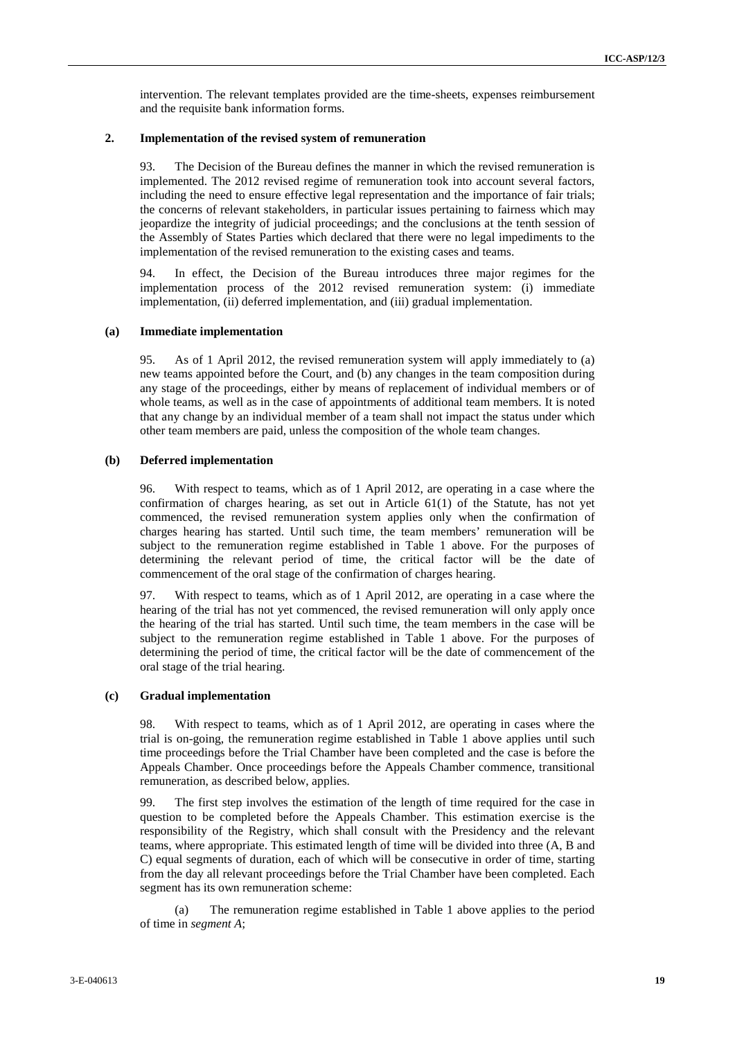intervention. The relevant templates provided are the time-sheets, expenses reimbursement and the requisite bank information forms.

### 2. Implementation of the revised system of remuneration

93. The Decision of the Bureau defines the manner in which the revised remuneration is implemented. The 2012 revised regime of remuneration took into account several factors, including the need to ensure effective legal representation and the importance of fair trials; the concerns of relevant stakeholders, in particular issues pertaining to fairness which may jeopardize the integrity of judicial proceedings; and the conclusions at the tenth session of the Assembly of States Parties which declared that there were no legal impediments to the implementation of the revised remuneration to the existing cases and teams.

94. In effect, the Decision of the Bureau introduces three major regimes for the implementation process of the 2012 revised remuneration system: (i) immediate implementation, (ii) deferred implementation, and (iii) gradual implementation.

#### (a) Immediate implementation

95. As of 1 April 2012, the revised remuneration system will apply immediately to (a) new teams appointed before the Court, and (b) any changes in the team composition during any stage of the proceedings, either by means of replacement of individual members or of whole teams, as well as in the case of appointments of additional team members. It is noted that any change by an individual member of a team shall not impact the status under which other team members are paid, unless the composition of the whole team changes.

#### (b) Deferred implementation

96. With respect to teams, which as of 1 April 2012, are operating in a case where the confirmation of charges hearing, as set out in Article 61(1) of the Statute, has not yet commenced, the revised remuneration system applies only when the confirmation of charges hearing has started. Until such time, the team members' remuneration will be subject to the remuneration regime established in Table 1 above. For the purposes of determining the relevant period of time, the critical factor will be the date of commencement of the oral stage of the confirmation of charges hearing.

97. With respect to teams, which as of 1 April 2012, are operating in a case where the hearing of the trial has not yet commenced, the revised remuneration will only apply once the hearing of the trial has started. Until such time, the team members in the case will be subject to the remuneration regime established in Table 1 above. For the purposes of determining the period of time, the critical factor will be the date of commencement of the oral stage of the trial hearing.

#### (c) Gradual implementation

98. With respect to teams, which as of 1 April 2012, are operating in cases where the trial is on-going, the remuneration regime established in Table 1 above applies until such time proceedings before the Trial Chamber have been completed and the case is before the Appeals Chamber. Once proceedings before the Appeals Chamber commence, transitional remuneration, as described below, applies.

99. The first step involves the estimation of the length of time required for the case in question to be completed before the Appeals Chamber. This estimation exercise is the responsibility of the Registry, which shall consult with the Presidency and the relevant teams, where appropriate. This estimated length of time will be divided into three (A, B and C) equal segments of duration, each of which will be consecutive in order of time, starting from the day all relevant proceedings before the Trial Chamber have been completed. Each segment has its own remuneration scheme:

(a) The remuneration regime established in Table 1 above applies to the period of time in *segment A*;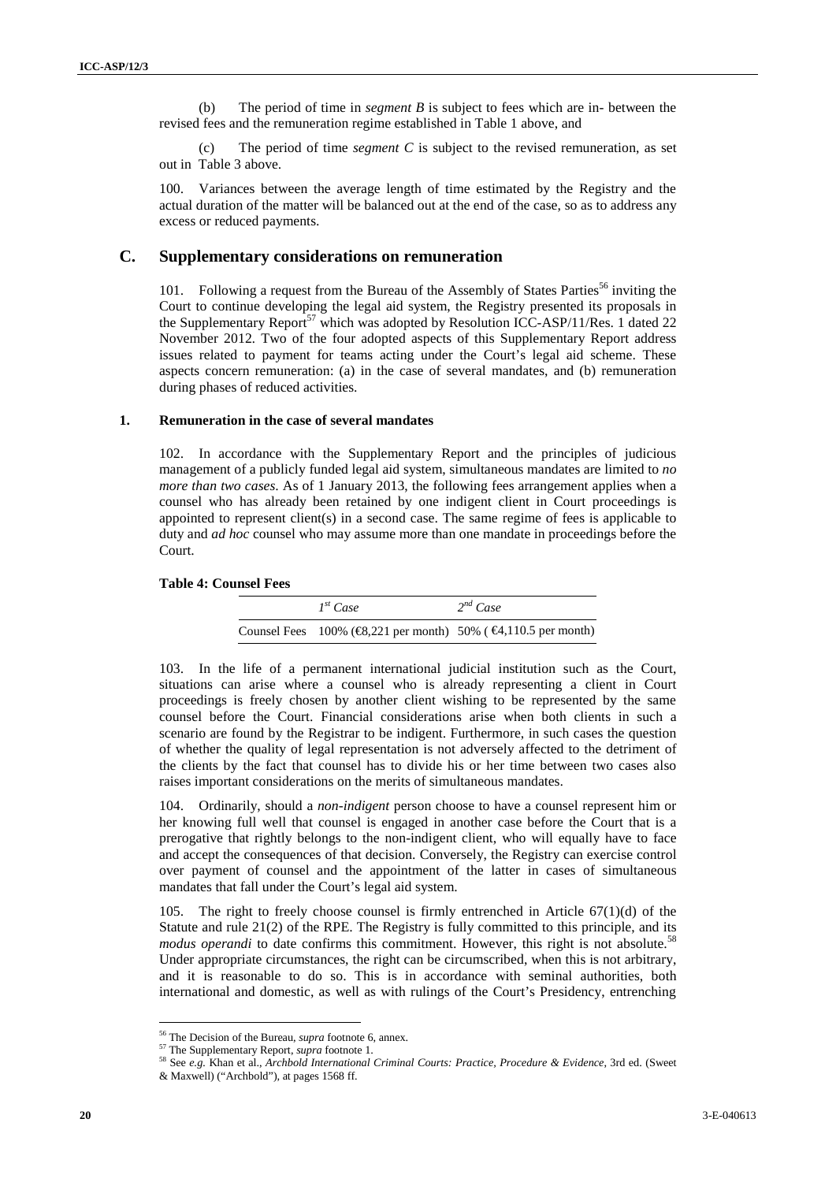(b) The period of time in *segment B* is subject to fees which are in- between the revised fees and the remuneration regime established in Table 1 above, and

(c) The period of time *segment C* is subject to the revised remuneration, as set out in Table 3 above.

100. Variances between the average length of time estimated by the Registry and the actual duration of the matter will be balanced out at the end of the case, so as to address any excess or reduced payments.

## C. Supplementary considerations on remuneration

101. Following a request from the Bureau of the Assembly of States Parties[56] inviting the Court to continue developing the legal aid system, the Registry presented its proposals in the Supplementary Report[57] which was adopted by Resolution ICC-ASP/11/Res. 1 dated 22 November 2012. Two of the four adopted aspects of this Supplementary Report address issues related to payment for teams acting under the Court's legal aid scheme. These aspects concern remuneration: (a) in the case of several mandates, and (b) remuneration during phases of reduced activities.

### 1. Remuneration in the case of several mandates

102. In accordance with the Supplementary Report and the principles of judicious management of a publicly funded legal aid system, simultaneous mandates are limited to *no more than two cases*. As of 1 January 2013, the following fees arrangement applies when a counsel who has already been retained by one indigent client in Court proceedings is appointed to represent client(s) in a second case. The same regime of fees is applicable to duty and *ad hoc* counsel who may assume more than one mandate in proceedings before the Court.

**Table 4: Counsel Fees**

| | *1st Case* | *2nd Case* |
|---|---|---|
| Counsel Fees | 100% (€8,221 per month) | 50% ( €4,110.5 per month) |

103. In the life of a permanent international judicial institution such as the Court, situations can arise where a counsel who is already representing a client in Court proceedings is freely chosen by another client wishing to be represented by the same counsel before the Court. Financial considerations arise when both clients in such a scenario are found by the Registrar to be indigent. Furthermore, in such cases the question of whether the quality of legal representation is not adversely affected to the detriment of the clients by the fact that counsel has to divide his or her time between two cases also raises important considerations on the merits of simultaneous mandates.

104. Ordinarily, should a *non-indigent* person choose to have a counsel represent him or her knowing full well that counsel is engaged in another case before the Court that is a prerogative that rightly belongs to the non-indigent client, who will equally have to face and accept the consequences of that decision. Conversely, the Registry can exercise control over payment of counsel and the appointment of the latter in cases of simultaneous mandates that fall under the Court's legal aid system.

105. The right to freely choose counsel is firmly entrenched in Article 67(1)(d) of the Statute and rule 21(2) of the RPE. The Registry is fully committed to this principle, and its *modus operandi* to date confirms this commitment. However, this right is not absolute.[58] Under appropriate circumstances, the right can be circumscribed, when this is not arbitrary, and it is reasonable to do so. This is in accordance with seminal authorities, both international and domestic, as well as with rulings of the Court's Presidency, entrenching

---

[56] The Decision of the Bureau, *supra* footnote 6, annex.

[57] The Supplementary Report, *supra* footnote 1.

[58] See *e.g.* Khan et al., *Archbold International Criminal Courts: Practice, Procedure & Evidence*, 3rd ed. (Sweet & Maxwell) ("Archbold"), at pages 1568 ff.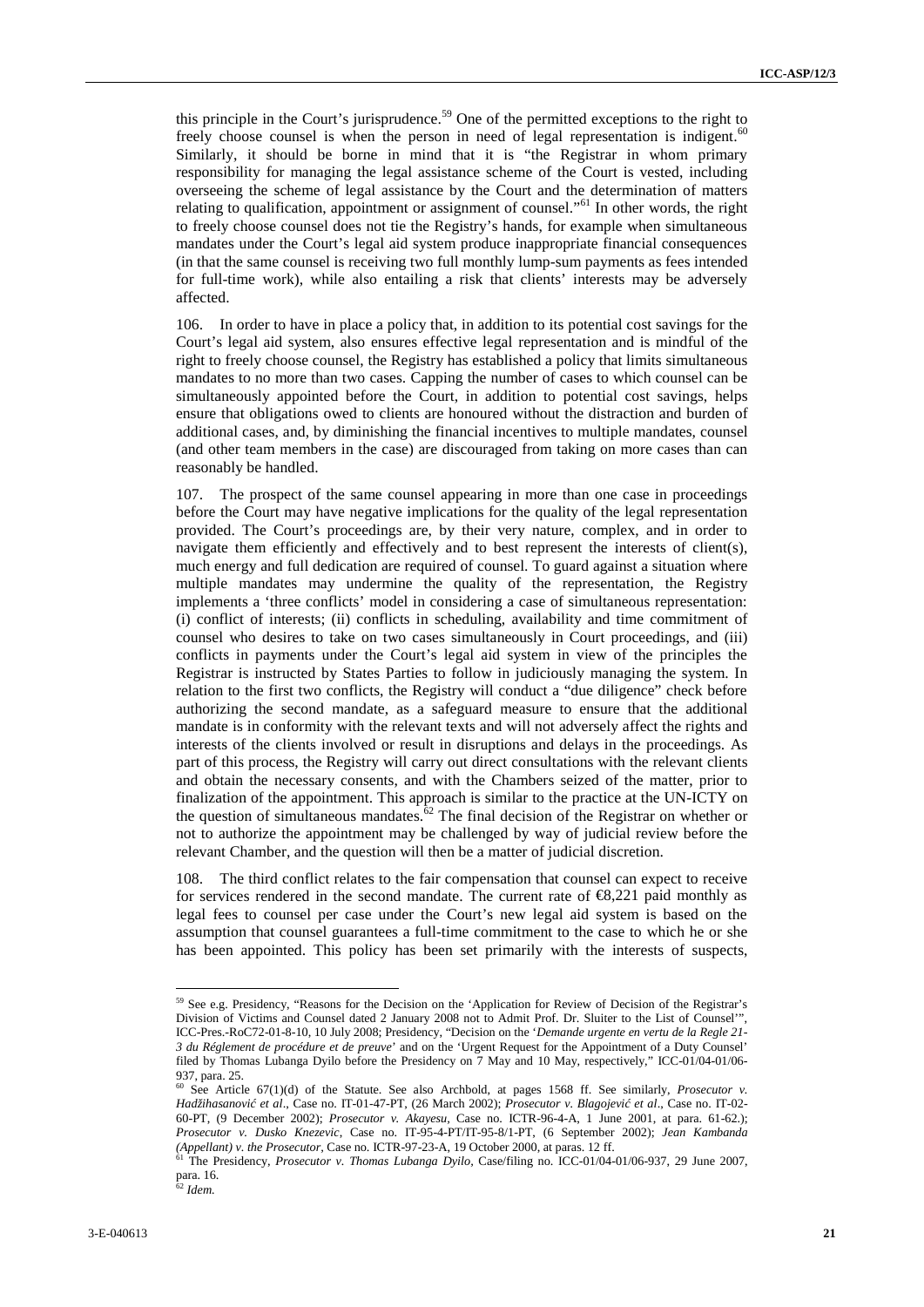this principle in the Court's jurisprudence.[59] One of the permitted exceptions to the right to freely choose counsel is when the person in need of legal representation is indigent.[60] Similarly, it should be borne in mind that it is "the Registrar in whom primary responsibility for managing the legal assistance scheme of the Court is vested, including overseeing the scheme of legal assistance by the Court and the determination of matters relating to qualification, appointment or assignment of counsel."[61] In other words, the right to freely choose counsel does not tie the Registry's hands, for example when simultaneous mandates under the Court's legal aid system produce inappropriate financial consequences (in that the same counsel is receiving two full monthly lump-sum payments as fees intended for full-time work), while also entailing a risk that clients' interests may be adversely affected.

106. In order to have in place a policy that, in addition to its potential cost savings for the Court's legal aid system, also ensures effective legal representation and is mindful of the right to freely choose counsel, the Registry has established a policy that limits simultaneous mandates to no more than two cases. Capping the number of cases to which counsel can be simultaneously appointed before the Court, in addition to potential cost savings, helps ensure that obligations owed to clients are honoured without the distraction and burden of additional cases, and, by diminishing the financial incentives to multiple mandates, counsel (and other team members in the case) are discouraged from taking on more cases than can reasonably be handled.

107. The prospect of the same counsel appearing in more than one case in proceedings before the Court may have negative implications for the quality of the legal representation provided. The Court's proceedings are, by their very nature, complex, and in order to navigate them efficiently and effectively and to best represent the interests of client(s), much energy and full dedication are required of counsel. To guard against a situation where multiple mandates may undermine the quality of the representation, the Registry implements a 'three conflicts' model in considering a case of simultaneous representation: (i) conflict of interests; (ii) conflicts in scheduling, availability and time commitment of counsel who desires to take on two cases simultaneously in Court proceedings, and (iii) conflicts in payments under the Court's legal aid system in view of the principles the Registrar is instructed by States Parties to follow in judiciously managing the system. In relation to the first two conflicts, the Registry will conduct a "due diligence" check before authorizing the second mandate, as a safeguard measure to ensure that the additional mandate is in conformity with the relevant texts and will not adversely affect the rights and interests of the clients involved or result in disruptions and delays in the proceedings. As part of this process, the Registry will carry out direct consultations with the relevant clients and obtain the necessary consents, and with the Chambers seized of the matter, prior to finalization of the appointment. This approach is similar to the practice at the UN-ICTY on the question of simultaneous mandates.[62] The final decision of the Registrar on whether or not to authorize the appointment may be challenged by way of judicial review before the relevant Chamber, and the question will then be a matter of judicial discretion.

108. The third conflict relates to the fair compensation that counsel can expect to receive for services rendered in the second mandate. The current rate of €8,221 paid monthly as legal fees to counsel per case under the Court's new legal aid system is based on the assumption that counsel guarantees a full-time commitment to the case to which he or she has been appointed. This policy has been set primarily with the interests of suspects,

---

[59] See e.g. Presidency, "Reasons for the Decision on the 'Application for Review of Decision of the Registrar's Division of Victims and Counsel dated 2 January 2008 not to Admit Prof. Dr. Sluiter to the List of Counsel'", ICC-Pres.-RoC72-01-8-10, 10 July 2008; Presidency, "Decision on the '*Demande urgente en vertu de la Regle 21-3 du Réglement de procédure et de preuve*' and on the 'Urgent Request for the Appointment of a Duty Counsel' filed by Thomas Lubanga Dyilo before the Presidency on 7 May and 10 May, respectively," ICC-01/04-01/06-937, para. 25.

[60] See Article 67(1)(d) of the Statute. See also Archbold, at pages 1568 ff. See similarly, *Prosecutor v. Hadžihasanović et al*., Case no. IT-01-47-PT, (26 March 2002); *Prosecutor v. Blagojević et al*., Case no. IT-02-60-PT, (9 December 2002); *Prosecutor v. Akayesu*, Case no. ICTR-96-4-A, 1 June 2001, at para. 61-62.); *Prosecutor v. Dusko Knezevic*, Case no. IT-95-4-PT/IT-95-8/1-PT, (6 September 2002); *Jean Kambanda (Appellant) v. the Prosecutor*, Case no. ICTR-97-23-A, 19 October 2000, at paras. 12 ff.

[61] The Presidency, *Prosecutor v. Thomas Lubanga Dyilo*, Case/filing no. ICC-01/04-01/06-937, 29 June 2007, para. 16.

[62] *Idem.*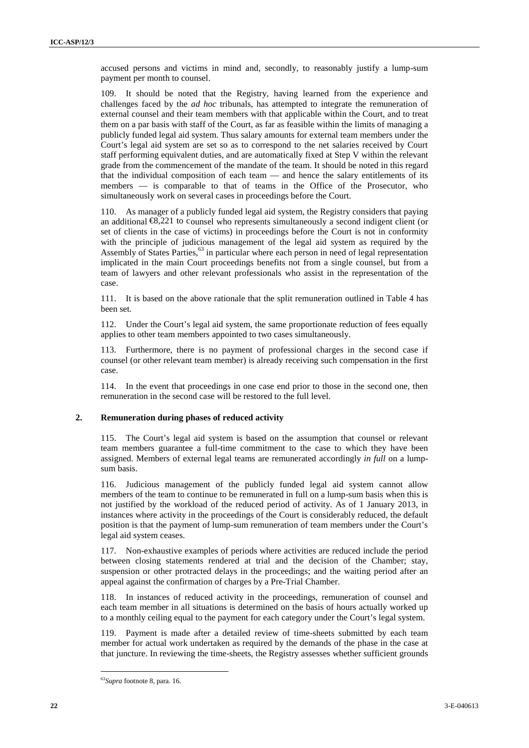accused persons and victims in mind and, secondly, to reasonably justify a lump-sum payment per month to counsel.

109. It should be noted that the Registry, having learned from the experience and challenges faced by the *ad hoc* tribunals, has attempted to integrate the remuneration of external counsel and their team members with that applicable within the Court, and to treat them on a par basis with staff of the Court, as far as feasible within the limits of managing a publicly funded legal aid system. Thus salary amounts for external team members under the Court's legal aid system are set so as to correspond to the net salaries received by Court staff performing equivalent duties, and are automatically fixed at Step V within the relevant grade from the commencement of the mandate of the team. It should be noted in this regard that the individual composition of each team — and hence the salary entitlements of its members — is comparable to that of teams in the Office of the Prosecutor, who simultaneously work on several cases in proceedings before the Court.

110. As manager of a publicly funded legal aid system, the Registry considers that paying an additional €8,221 to counsel who represents simultaneously a second indigent client (or set of clients in the case of victims) in proceedings before the Court is not in conformity with the principle of judicious management of the legal aid system as required by the Assembly of States Parties,[63] in particular where each person in need of legal representation implicated in the main Court proceedings benefits not from a single counsel, but from a team of lawyers and other relevant professionals who assist in the representation of the case.

111. It is based on the above rationale that the split remuneration outlined in Table 4 has been set.

112. Under the Court's legal aid system, the same proportionate reduction of fees equally applies to other team members appointed to two cases simultaneously.

113. Furthermore, there is no payment of professional charges in the second case if counsel (or other relevant team member) is already receiving such compensation in the first case.

114. In the event that proceedings in one case end prior to those in the second one, then remuneration in the second case will be restored to the full level.

## 2. Remuneration during phases of reduced activity

115. The Court's legal aid system is based on the assumption that counsel or relevant team members guarantee a full-time commitment to the case to which they have been assigned. Members of external legal teams are remunerated accordingly *in full* on a lump-sum basis.

116. Judicious management of the publicly funded legal aid system cannot allow members of the team to continue to be remunerated in full on a lump-sum basis when this is not justified by the workload of the reduced period of activity. As of 1 January 2013, in instances where activity in the proceedings of the Court is considerably reduced, the default position is that the payment of lump-sum remuneration of team members under the Court's legal aid system ceases.

117. Non-exhaustive examples of periods where activities are reduced include the period between closing statements rendered at trial and the decision of the Chamber; stay, suspension or other protracted delays in the proceedings; and the waiting period after an appeal against the confirmation of charges by a Pre-Trial Chamber.

118. In instances of reduced activity in the proceedings, remuneration of counsel and each team member in all situations is determined on the basis of hours actually worked up to a monthly ceiling equal to the payment for each category under the Court's legal system.

119. Payment is made after a detailed review of time-sheets submitted by each team member for actual work undertaken as required by the demands of the phase in the case at that juncture. In reviewing the time-sheets, the Registry assesses whether sufficient grounds

---

[63] *Supra* footnote 8, para. 16.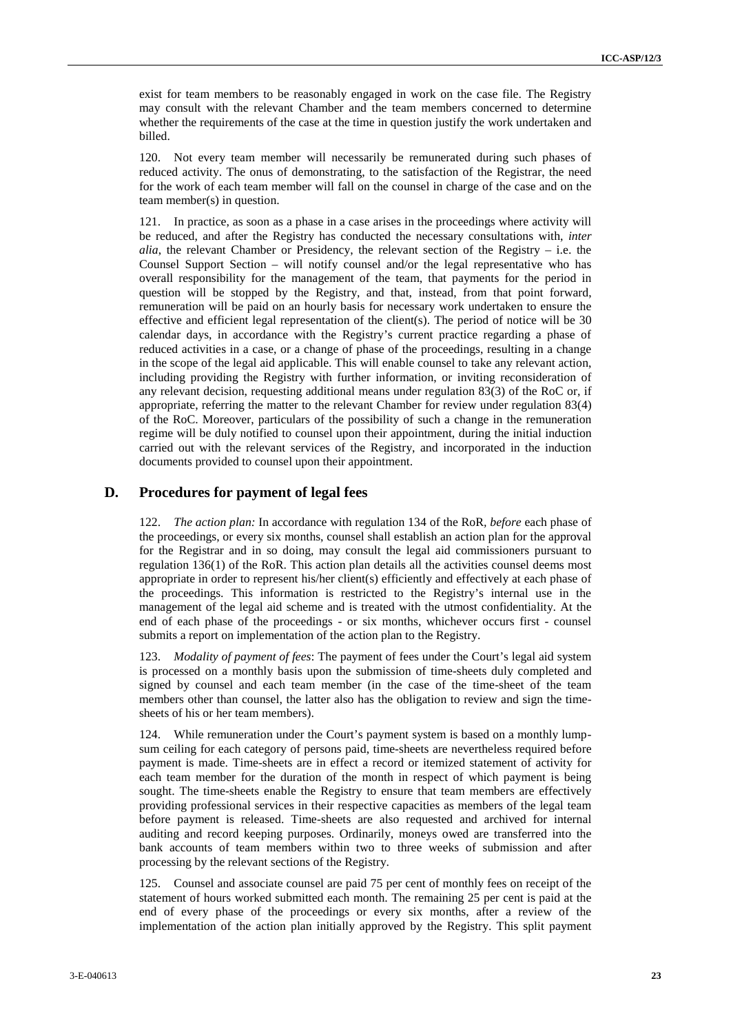exist for team members to be reasonably engaged in work on the case file. The Registry may consult with the relevant Chamber and the team members concerned to determine whether the requirements of the case at the time in question justify the work undertaken and billed.

120. Not every team member will necessarily be remunerated during such phases of reduced activity. The onus of demonstrating, to the satisfaction of the Registrar, the need for the work of each team member will fall on the counsel in charge of the case and on the team member(s) in question.

121. In practice, as soon as a phase in a case arises in the proceedings where activity will be reduced, and after the Registry has conducted the necessary consultations with, *inter alia*, the relevant Chamber or Presidency, the relevant section of the Registry – i.e. the Counsel Support Section – will notify counsel and/or the legal representative who has overall responsibility for the management of the team, that payments for the period in question will be stopped by the Registry, and that, instead, from that point forward, remuneration will be paid on an hourly basis for necessary work undertaken to ensure the effective and efficient legal representation of the client(s). The period of notice will be 30 calendar days, in accordance with the Registry's current practice regarding a phase of reduced activities in a case, or a change of phase of the proceedings, resulting in a change in the scope of the legal aid applicable. This will enable counsel to take any relevant action, including providing the Registry with further information, or inviting reconsideration of any relevant decision, requesting additional means under regulation 83(3) of the RoC or, if appropriate, referring the matter to the relevant Chamber for review under regulation 83(4) of the RoC. Moreover, particulars of the possibility of such a change in the remuneration regime will be duly notified to counsel upon their appointment, during the initial induction carried out with the relevant services of the Registry, and incorporated in the induction documents provided to counsel upon their appointment.

## D. Procedures for payment of legal fees

122. *The action plan:* In accordance with regulation 134 of the RoR, *before* each phase of the proceedings, or every six months, counsel shall establish an action plan for the approval for the Registrar and in so doing, may consult the legal aid commissioners pursuant to regulation 136(1) of the RoR. This action plan details all the activities counsel deems most appropriate in order to represent his/her client(s) efficiently and effectively at each phase of the proceedings. This information is restricted to the Registry's internal use in the management of the legal aid scheme and is treated with the utmost confidentiality. At the end of each phase of the proceedings - or six months, whichever occurs first - counsel submits a report on implementation of the action plan to the Registry.

123. *Modality of payment of fees*: The payment of fees under the Court's legal aid system is processed on a monthly basis upon the submission of time-sheets duly completed and signed by counsel and each team member (in the case of the time-sheet of the team members other than counsel, the latter also has the obligation to review and sign the time-sheets of his or her team members).

124. While remuneration under the Court's payment system is based on a monthly lump-sum ceiling for each category of persons paid, time-sheets are nevertheless required before payment is made. Time-sheets are in effect a record or itemized statement of activity for each team member for the duration of the month in respect of which payment is being sought. The time-sheets enable the Registry to ensure that team members are effectively providing professional services in their respective capacities as members of the legal team before payment is released. Time-sheets are also requested and archived for internal auditing and record keeping purposes. Ordinarily, moneys owed are transferred into the bank accounts of team members within two to three weeks of submission and after processing by the relevant sections of the Registry.

125. Counsel and associate counsel are paid 75 per cent of monthly fees on receipt of the statement of hours worked submitted each month. The remaining 25 per cent is paid at the end of every phase of the proceedings or every six months, after a review of the implementation of the action plan initially approved by the Registry. This split payment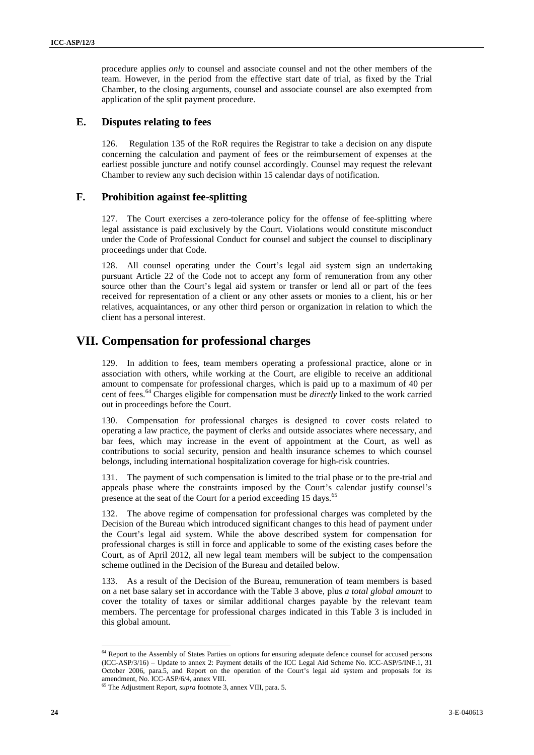procedure applies *only* to counsel and associate counsel and not the other members of the team. However, in the period from the effective start date of trial, as fixed by the Trial Chamber, to the closing arguments, counsel and associate counsel are also exempted from application of the split payment procedure.

### E. Disputes relating to fees

126. Regulation 135 of the RoR requires the Registrar to take a decision on any dispute concerning the calculation and payment of fees or the reimbursement of expenses at the earliest possible juncture and notify counsel accordingly. Counsel may request the relevant Chamber to review any such decision within 15 calendar days of notification.

### F. Prohibition against fee-splitting

127. The Court exercises a zero-tolerance policy for the offense of fee-splitting where legal assistance is paid exclusively by the Court. Violations would constitute misconduct under the Code of Professional Conduct for counsel and subject the counsel to disciplinary proceedings under that Code.

128. All counsel operating under the Court's legal aid system sign an undertaking pursuant Article 22 of the Code not to accept any form of remuneration from any other source other than the Court's legal aid system or transfer or lend all or part of the fees received for representation of a client or any other assets or monies to a client, his or her relatives, acquaintances, or any other third person or organization in relation to which the client has a personal interest.

## VII. Compensation for professional charges

129. In addition to fees, team members operating a professional practice, alone or in association with others, while working at the Court, are eligible to receive an additional amount to compensate for professional charges, which is paid up to a maximum of 40 per cent of fees.[64] Charges eligible for compensation must be *directly* linked to the work carried out in proceedings before the Court.

130. Compensation for professional charges is designed to cover costs related to operating a law practice, the payment of clerks and outside associates where necessary, and bar fees, which may increase in the event of appointment at the Court, as well as contributions to social security, pension and health insurance schemes to which counsel belongs, including international hospitalization coverage for high-risk countries.

131. The payment of such compensation is limited to the trial phase or to the pre-trial and appeals phase where the constraints imposed by the Court's calendar justify counsel's presence at the seat of the Court for a period exceeding 15 days.[65]

132. The above regime of compensation for professional charges was completed by the Decision of the Bureau which introduced significant changes to this head of payment under the Court's legal aid system. While the above described system for compensation for professional charges is still in force and applicable to some of the existing cases before the Court, as of April 2012, all new legal team members will be subject to the compensation scheme outlined in the Decision of the Bureau and detailed below.

133. As a result of the Decision of the Bureau, remuneration of team members is based on a net base salary set in accordance with the Table 3 above, plus *a total global amount* to cover the totality of taxes or similar additional charges payable by the relevant team members. The percentage for professional charges indicated in this Table 3 is included in this global amount.

---

[64] Report to the Assembly of States Parties on options for ensuring adequate defence counsel for accused persons (ICC-ASP/3/16) – Update to annex 2: Payment details of the ICC Legal Aid Scheme No. ICC-ASP/5/INF.1, 31 October 2006, para.5, and Report on the operation of the Court's legal aid system and proposals for its amendment, No. ICC-ASP/6/4, annex VIII.

[65] The Adjustment Report, *supra* footnote 3, annex VIII, para. 5.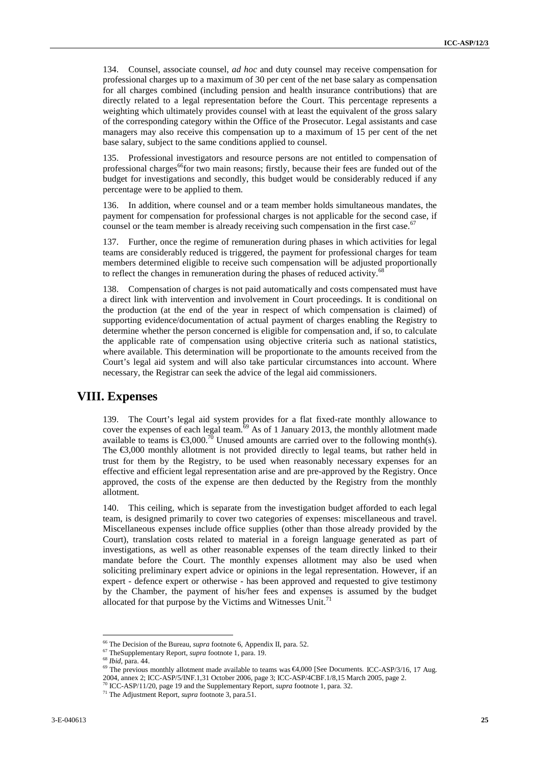134. Counsel, associate counsel, *ad hoc* and duty counsel may receive compensation for professional charges up to a maximum of 30 per cent of the net base salary as compensation for all charges combined (including pension and health insurance contributions) that are directly related to a legal representation before the Court. This percentage represents a weighting which ultimately provides counsel with at least the equivalent of the gross salary of the corresponding category within the Office of the Prosecutor. Legal assistants and case managers may also receive this compensation up to a maximum of 15 per cent of the net base salary, subject to the same conditions applied to counsel.

135. Professional investigators and resource persons are not entitled to compensation of professional charges[66]for two main reasons; firstly, because their fees are funded out of the budget for investigations and secondly, this budget would be considerably reduced if any percentage were to be applied to them.

136. In addition, where counsel and or a team member holds simultaneous mandates, the payment for compensation for professional charges is not applicable for the second case, if counsel or the team member is already receiving such compensation in the first case.[67]

137. Further, once the regime of remuneration during phases in which activities for legal teams are considerably reduced is triggered, the payment for professional charges for team members determined eligible to receive such compensation will be adjusted proportionally to reflect the changes in remuneration during the phases of reduced activity.[68]

138. Compensation of charges is not paid automatically and costs compensated must have a direct link with intervention and involvement in Court proceedings. It is conditional on the production (at the end of the year in respect of which compensation is claimed) of supporting evidence/documentation of actual payment of charges enabling the Registry to determine whether the person concerned is eligible for compensation and, if so, to calculate the applicable rate of compensation using objective criteria such as national statistics, where available. This determination will be proportionate to the amounts received from the Court's legal aid system and will also take particular circumstances into account. Where necessary, the Registrar can seek the advice of the legal aid commissioners.

# VIII. Expenses

139. The Court's legal aid system provides for a flat fixed-rate monthly allowance to cover the expenses of each legal team.[69] As of 1 January 2013, the monthly allotment made available to teams is €3,000.[70] Unused amounts are carried over to the following month(s). The €3,000 monthly allotment is not provided directly to legal teams, but rather held in trust for them by the Registry, to be used when reasonably necessary expenses for an effective and efficient legal representation arise and are pre-approved by the Registry. Once approved, the costs of the expense are then deducted by the Registry from the monthly allotment.

140. This ceiling, which is separate from the investigation budget afforded to each legal team, is designed primarily to cover two categories of expenses: miscellaneous and travel. Miscellaneous expenses include office supplies (other than those already provided by the Court), translation costs related to material in a foreign language generated as part of investigations, as well as other reasonable expenses of the team directly linked to their mandate before the Court. The monthly expenses allotment may also be used when soliciting preliminary expert advice or opinions in the legal representation. However, if an expert - defence expert or otherwise - has been approved and requested to give testimony by the Chamber, the payment of his/her fees and expenses is assumed by the budget allocated for that purpose by the Victims and Witnesses Unit.[71]

---

[66] The Decision of the Bureau, *supra* footnote 6, Appendix II, para. 52.

[67] TheSupplementary Report, *supra* footnote 1, para. 19.

[68] *Ibid*, para. 44.

[69] The previous monthly allotment made available to teams was €4,000 [See Documents. ICC-ASP/3/16, 17 Aug. 2004, annex 2; ICC-ASP/5/INF.1,31 October 2006, page 3; ICC-ASP/4CBF.1/8,15 March 2005, page 2.

[70] ICC-ASP/11/20, page 19 and the Supplementary Report, *supra* footnote 1, para. 32.

[71] The Adjustment Report, *supra* footnote 3, para.51.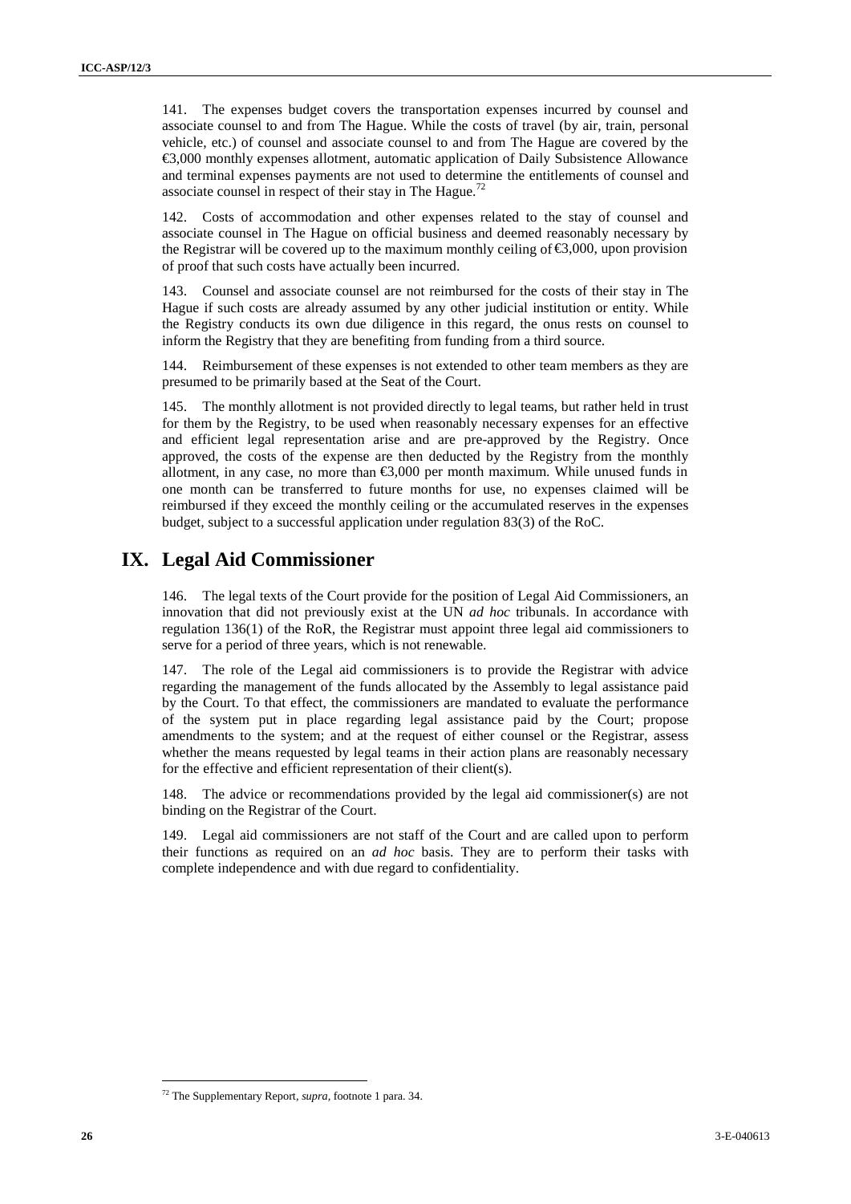141. The expenses budget covers the transportation expenses incurred by counsel and associate counsel to and from The Hague. While the costs of travel (by air, train, personal vehicle, etc.) of counsel and associate counsel to and from The Hague are covered by the €3,000 monthly expenses allotment, automatic application of Daily Subsistence Allowance and terminal expenses payments are not used to determine the entitlements of counsel and associate counsel in respect of their stay in The Hague.[72]

142. Costs of accommodation and other expenses related to the stay of counsel and associate counsel in The Hague on official business and deemed reasonably necessary by the Registrar will be covered up to the maximum monthly ceiling of €3,000, upon provision of proof that such costs have actually been incurred.

143. Counsel and associate counsel are not reimbursed for the costs of their stay in The Hague if such costs are already assumed by any other judicial institution or entity. While the Registry conducts its own due diligence in this regard, the onus rests on counsel to inform the Registry that they are benefiting from funding from a third source.

144. Reimbursement of these expenses is not extended to other team members as they are presumed to be primarily based at the Seat of the Court.

145. The monthly allotment is not provided directly to legal teams, but rather held in trust for them by the Registry, to be used when reasonably necessary expenses for an effective and efficient legal representation arise and are pre-approved by the Registry. Once approved, the costs of the expense are then deducted by the Registry from the monthly allotment, in any case, no more than €3,000 per month maximum. While unused funds in one month can be transferred to future months for use, no expenses claimed will be reimbursed if they exceed the monthly ceiling or the accumulated reserves in the expenses budget, subject to a successful application under regulation 83(3) of the RoC.

# IX. Legal Aid Commissioner

146. The legal texts of the Court provide for the position of Legal Aid Commissioners, an innovation that did not previously exist at the UN *ad hoc* tribunals. In accordance with regulation 136(1) of the RoR, the Registrar must appoint three legal aid commissioners to serve for a period of three years, which is not renewable.

147. The role of the Legal aid commissioners is to provide the Registrar with advice regarding the management of the funds allocated by the Assembly to legal assistance paid by the Court. To that effect, the commissioners are mandated to evaluate the performance of the system put in place regarding legal assistance paid by the Court; propose amendments to the system; and at the request of either counsel or the Registrar, assess whether the means requested by legal teams in their action plans are reasonably necessary for the effective and efficient representation of their client(s).

148. The advice or recommendations provided by the legal aid commissioner(s) are not binding on the Registrar of the Court.

149. Legal aid commissioners are not staff of the Court and are called upon to perform their functions as required on an *ad hoc* basis. They are to perform their tasks with complete independence and with due regard to confidentiality.

---

[72] The Supplementary Report, *supra*, footnote 1 para. 34.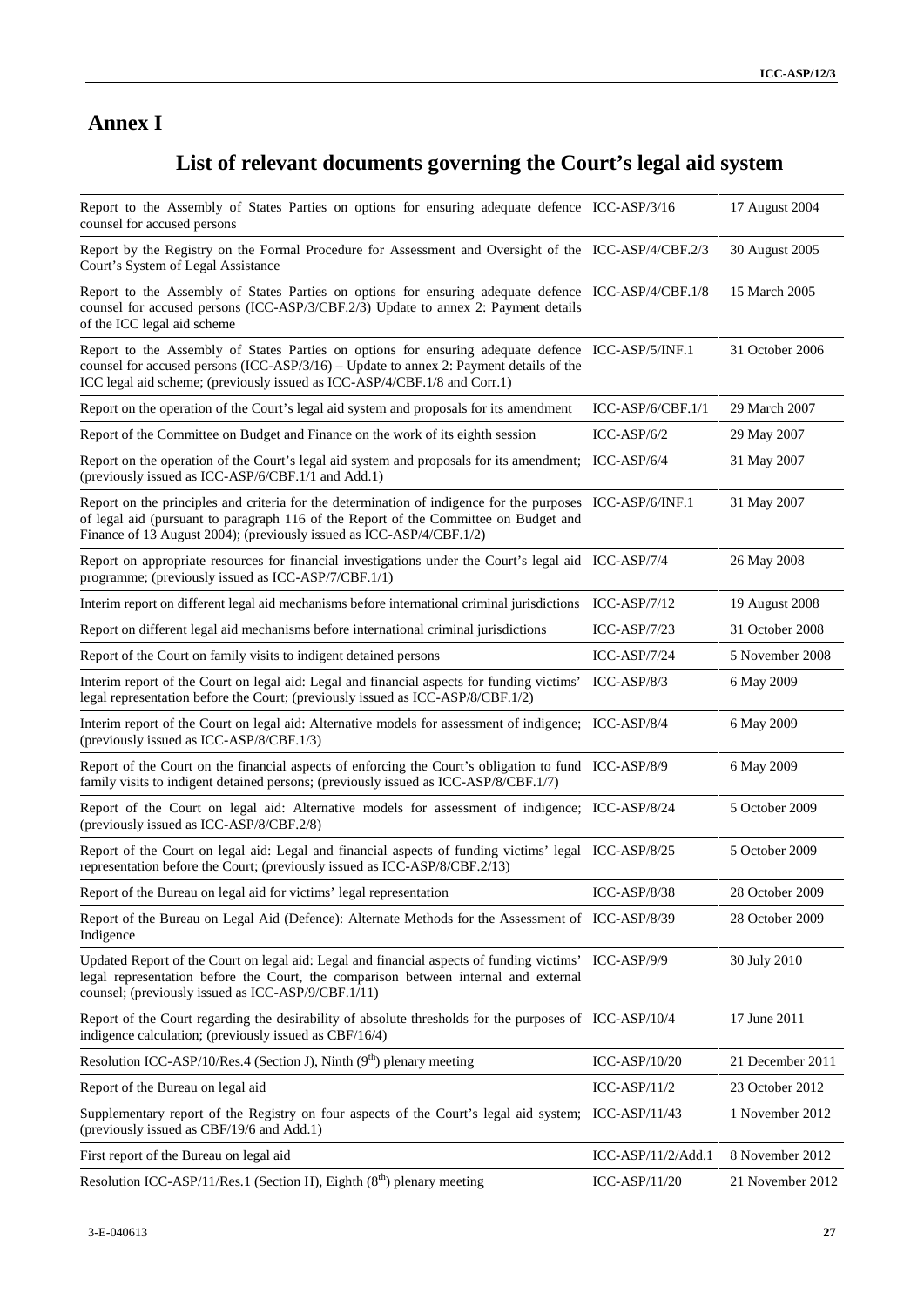# Annex I

## List of relevant documents governing the Court's legal aid system

| | | |
|---|---|---|
| Report to the Assembly of States Parties on options for ensuring adequate defence counsel for accused persons | ICC-ASP/3/16 | 17 August 2004 |
| Report by the Registry on the Formal Procedure for Assessment and Oversight of the Court's System of Legal Assistance | ICC-ASP/4/CBF.2/3 | 30 August 2005 |
| Report to the Assembly of States Parties on options for ensuring adequate defence counsel for accused persons (ICC-ASP/3/CBF.2/3) Update to annex 2: Payment details of the ICC legal aid scheme | ICC-ASP/4/CBF.1/8 | 15 March 2005 |
| Report to the Assembly of States Parties on options for ensuring adequate defence counsel for accused persons (ICC-ASP/3/16) – Update to annex 2: Payment details of the ICC legal aid scheme; (previously issued as ICC-ASP/4/CBF.1/8 and Corr.1) | ICC-ASP/5/INF.1 | 31 October 2006 |
| Report on the operation of the Court's legal aid system and proposals for its amendment | ICC-ASP/6/CBF.1/1 | 29 March 2007 |
| Report of the Committee on Budget and Finance on the work of its eighth session | ICC-ASP/6/2 | 29 May 2007 |
| Report on the operation of the Court's legal aid system and proposals for its amendment; (previously issued as ICC-ASP/6/CBF.1/1 and Add.1) | ICC-ASP/6/4 | 31 May 2007 |
| Report on the principles and criteria for the determination of indigence for the purposes of legal aid (pursuant to paragraph 116 of the Report of the Committee on Budget and Finance of 13 August 2004); (previously issued as ICC-ASP/4/CBF.1/2) | ICC-ASP/6/INF.1 | 31 May 2007 |
| Report on appropriate resources for financial investigations under the Court's legal aid programme; (previously issued as ICC-ASP/7/CBF.1/1) | ICC-ASP/7/4 | 26 May 2008 |
| Interim report on different legal aid mechanisms before international criminal jurisdictions | ICC-ASP/7/12 | 19 August 2008 |
| Report on different legal aid mechanisms before international criminal jurisdictions | ICC-ASP/7/23 | 31 October 2008 |
| Report of the Court on family visits to indigent detained persons | ICC-ASP/7/24 | 5 November 2008 |
| Interim report of the Court on legal aid: Legal and financial aspects for funding victims' legal representation before the Court; (previously issued as ICC-ASP/8/CBF.1/2) | ICC-ASP/8/3 | 6 May 2009 |
| Interim report of the Court on legal aid: Alternative models for assessment of indigence; (previously issued as ICC-ASP/8/CBF.1/3) | ICC-ASP/8/4 | 6 May 2009 |
| Report of the Court on the financial aspects of enforcing the Court's obligation to fund family visits to indigent detained persons; (previously issued as ICC-ASP/8/CBF.1/7) | ICC-ASP/8/9 | 6 May 2009 |
| Report of the Court on legal aid: Alternative models for assessment of indigence; (previously issued as ICC-ASP/8/CBF.2/8) | ICC-ASP/8/24 | 5 October 2009 |
| Report of the Court on legal aid: Legal and financial aspects of funding victims' legal representation before the Court; (previously issued as ICC-ASP/8/CBF.2/13) | ICC-ASP/8/25 | 5 October 2009 |
| Report of the Bureau on legal aid for victims' legal representation | ICC-ASP/8/38 | 28 October 2009 |
| Report of the Bureau on Legal Aid (Defence): Alternate Methods for the Assessment of Indigence | ICC-ASP/8/39 | 28 October 2009 |
| Updated Report of the Court on legal aid: Legal and financial aspects of funding victims' legal representation before the Court, the comparison between internal and external counsel; (previously issued as ICC-ASP/9/CBF.1/11) | ICC-ASP/9/9 | 30 July 2010 |
| Report of the Court regarding the desirability of absolute thresholds for the purposes of indigence calculation; (previously issued as CBF/16/4) | ICC-ASP/10/4 | 17 June 2011 |
| Resolution ICC-ASP/10/Res.4 (Section J), Ninth (9th) plenary meeting | ICC-ASP/10/20 | 21 December 2011 |
| Report of the Bureau on legal aid | ICC-ASP/11/2 | 23 October 2012 |
| Supplementary report of the Registry on four aspects of the Court's legal aid system; (previously issued as CBF/19/6 and Add.1) | ICC-ASP/11/43 | 1 November 2012 |
| First report of the Bureau on legal aid | ICC-ASP/11/2/Add.1 | 8 November 2012 |
| Resolution ICC-ASP/11/Res.1 (Section H), Eighth (8th) plenary meeting | ICC-ASP/11/20 | 21 November 2012 |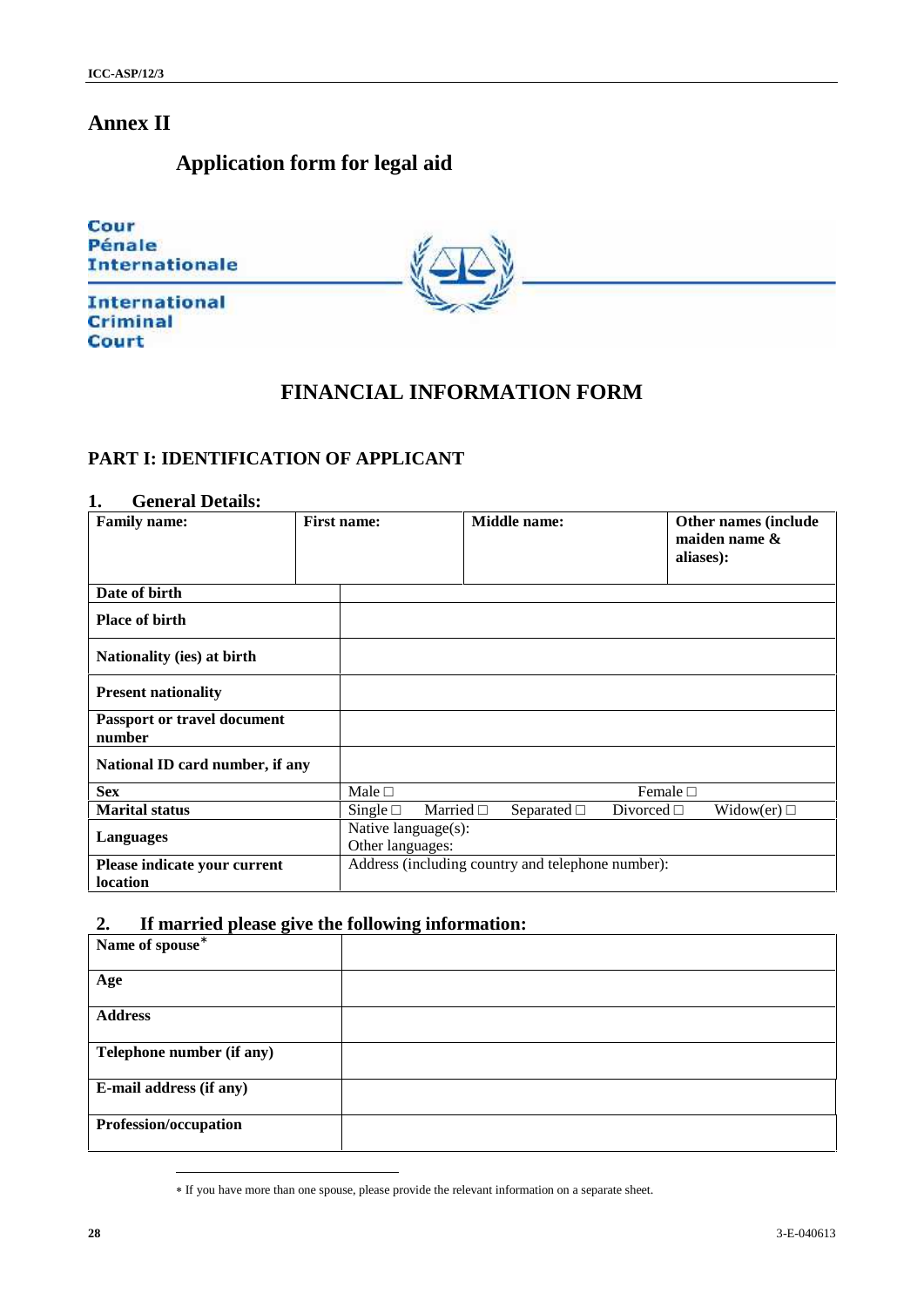# Annex II

## Application form for legal aid

Cour
Pénale
Internationale

International
Criminal
Court

## FINANCIAL INFORMATION FORM

### PART I: IDENTIFICATION OF APPLICANT

#### 1. General Details:

| **Family name:** | **First name:** | **Middle name:** | **Other names (include maiden name & aliases):** |
|---|---|---|---|
| | | | |

| **Date of birth** | |
|---|---|
| **Place of birth** | |
| **Nationality (ies) at birth** | |
| **Present nationality** | |
| **Passport or travel document number** | |
| **National ID card number, if any** | |
| **Sex** | Male □ Female □ |
| **Marital status** | Single □ Married □ Separated □ Divorced □ Widow(er) □ |
| **Languages** | Native language(s): <br> Other languages: |
| **Please indicate your current location** | Address (including country and telephone number): |

#### 2. If married please give the following information:

| **Name of spouse*** | |
|---|---|
| **Age** | |
| **Address** | |
| **Telephone number (if any)** | |
| **E-mail address (if any)** | |
| **Profession/occupation** | |

* If you have more than one spouse, please provide the relevant information on a separate sheet.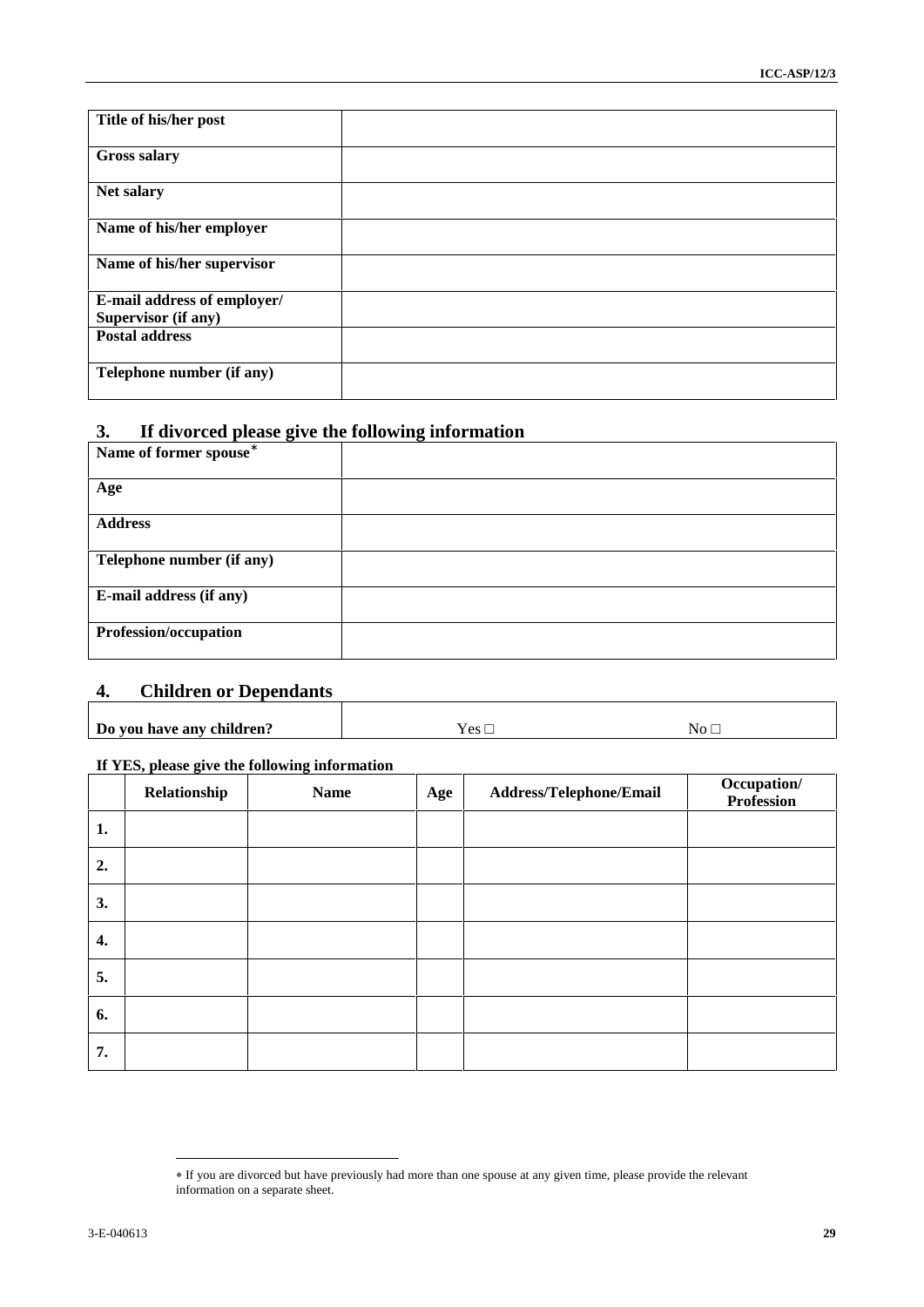| Title of his/her post | |
|---|---|
| **Gross salary** | |
| **Net salary** | |
| **Name of his/her employer** | |
| **Name of his/her supervisor** | |
| **E-mail address of employer/ Supervisor (if any)** | |
| **Postal address** | |
| **Telephone number (if any)** | |

## 3. If divorced please give the following information

| Name of former spouse* | |
|---|---|
| **Age** | |
| **Address** | |
| **Telephone number (if any)** | |
| **E-mail address (if any)** | |
| **Profession/occupation** | |

## 4. Children or Dependants

| Do you have any children? | Yes □ | No □ |
|---|---|---|

**If YES, please give the following information**

| | Relationship | Name | Age | Address/Telephone/Email | Occupation/ Profession |
|---|---|---|---|---|---|
| **1.** | | | | | |
| **2.** | | | | | |
| **3.** | | | | | |
| **4.** | | | | | |
| **5.** | | | | | |
| **6.** | | | | | |
| **7.** | | | | | |

* If you are divorced but have previously had more than one spouse at any given time, please provide the relevant information on a separate sheet.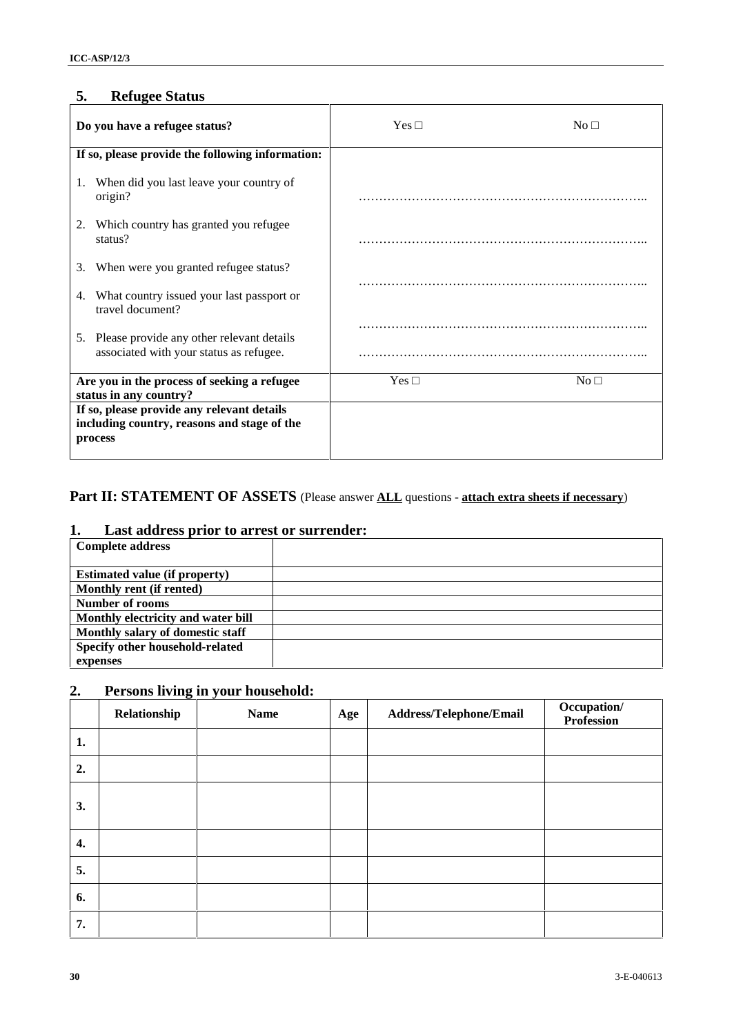## 5. Refugee Status

| **Do you have a refugee status?** | Yes □ | No □ |
|---|---|---|
| **If so, please provide the following information:** | | |
| 1. When did you last leave your country of origin? | …………………………………………………………….. | |
| 2. Which country has granted you refugee status? | …………………………………………………………….. | |
| 3. When were you granted refugee status? | …………………………………………………………….. | |
| 4. What country issued your last passport or travel document? | …………………………………………………………….. | |
| 5. Please provide any other relevant details associated with your status as refugee. | …………………………………………………………….. | |
| **Are you in the process of seeking a refugee status in any country?** | Yes □ | No □ |
| **If so, please provide any relevant details including country, reasons and stage of the process** | | |

## Part II: STATEMENT OF ASSETS (Please answer <u>**ALL**</u> questions - <u>**attach extra sheets if necessary**</u>)

## 1. Last address prior to arrest or surrender:

| **Complete address** | |
|---|---|
| **Estimated value (if property)** | |
| **Monthly rent (if rented)** | |
| **Number of rooms** | |
| **Monthly electricity and water bill** | |
| **Monthly salary of domestic staff** | |
| **Specify other household-related expenses** | |

## 2. Persons living in your household:

| | **Relationship** | **Name** | **Age** | **Address/Telephone/Email** | **Occupation/ Profession** |
|---|---|---|---|---|---|
| **1.** | | | | | |
| **2.** | | | | | |
| **3.** | | | | | |
| **4.** | | | | | |
| **5.** | | | | | |
| **6.** | | | | | |
| **7.** | | | | | |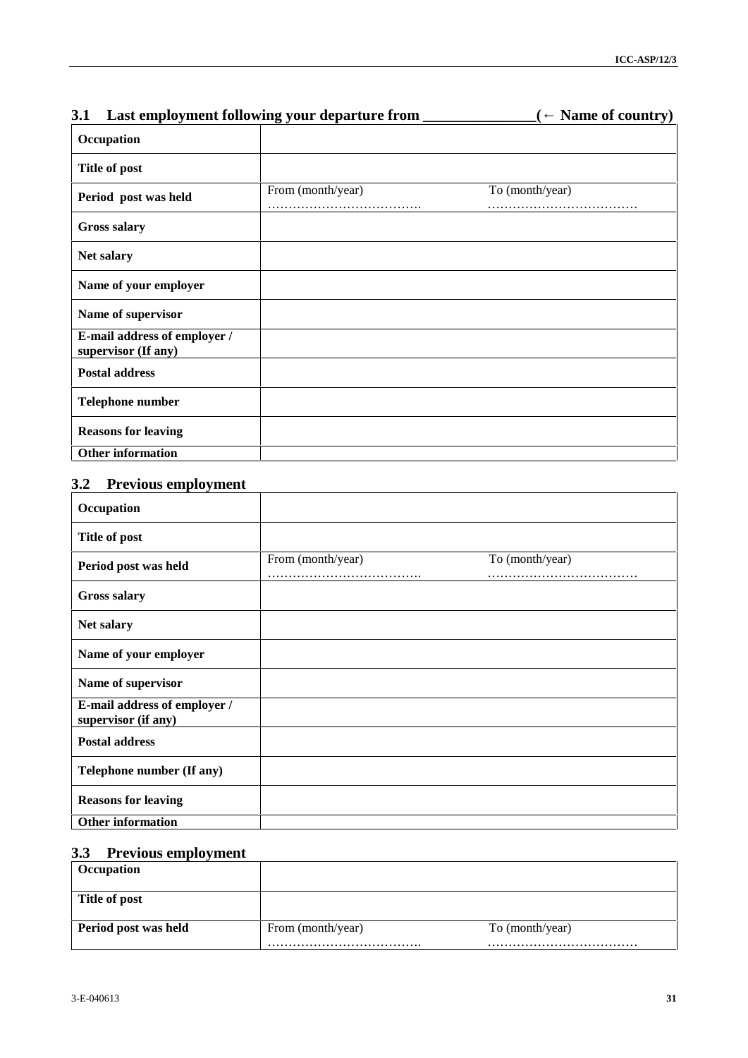## 3.1 Last employment following your departure from ______________(← Name of country)

| | | |
|---|---|---|
| **Occupation** | | |
| **Title of post** | | |
| **Period post was held** | From (month/year) ……………………………… | To (month/year) ……………………………… |
| **Gross salary** | | |
| **Net salary** | | |
| **Name of your employer** | | |
| **Name of supervisor** | | |
| **E-mail address of employer / supervisor (If any)** | | |
| **Postal address** | | |
| **Telephone number** | | |
| **Reasons for leaving** | | |
| **Other information** | | |

## 3.2 Previous employment

| | | |
|---|---|---|
| **Occupation** | | |
| **Title of post** | | |
| **Period post was held** | From (month/year) ……………………………… | To (month/year) ……………………………… |
| **Gross salary** | | |
| **Net salary** | | |
| **Name of your employer** | | |
| **Name of supervisor** | | |
| **E-mail address of employer / supervisor (if any)** | | |
| **Postal address** | | |
| **Telephone number (If any)** | | |
| **Reasons for leaving** | | |
| **Other information** | | |

## 3.3 Previous employment

| | | |
|---|---|---|
| **Occupation** | | |
| **Title of post** | | |
| **Period post was held** | From (month/year) ……………………………… | To (month/year) ……………………………… |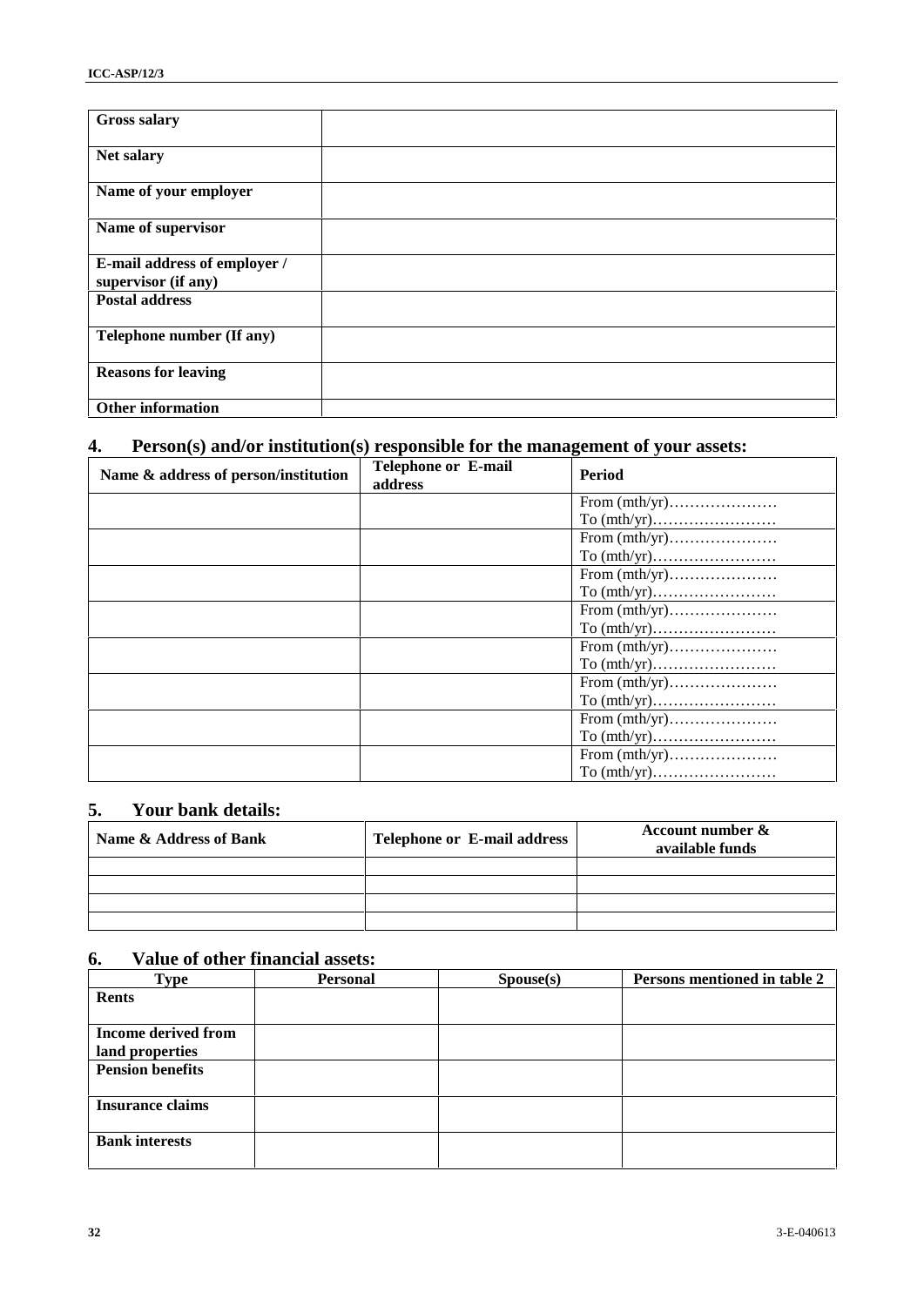| Gross salary | |
|---|---|
| Net salary | |
| Name of your employer | |
| Name of supervisor | |
| E-mail address of employer / supervisor (if any) | |
| Postal address | |
| Telephone number (If any) | |
| Reasons for leaving | |
| Other information | |

## 4. Person(s) and/or institution(s) responsible for the management of your assets:

| Name & address of person/institution | Telephone or E-mail address | Period |
|---|---|---|
| | | From (mth/yr)………………… To (mth/yr)…………………… |
| | | From (mth/yr)………………… To (mth/yr)…………………… |
| | | From (mth/yr)………………… To (mth/yr)…………………… |
| | | From (mth/yr)………………… To (mth/yr)…………………… |
| | | From (mth/yr)………………… To (mth/yr)…………………… |
| | | From (mth/yr)………………… To (mth/yr)…………………… |
| | | From (mth/yr)………………… To (mth/yr)…………………… |
| | | From (mth/yr)………………… To (mth/yr)…………………… |

## 5. Your bank details:

| Name & Address of Bank | Telephone or E-mail address | Account number & available funds |
|---|---|---|
| | | |
| | | |
| | | |
| | | |

## 6. Value of other financial assets:

| Type | Personal | Spouse(s) | Persons mentioned in table 2 |
|---|---|---|---|
| Rents | | | |
| Income derived from land properties | | | |
| Pension benefits | | | |
| Insurance claims | | | |
| Bank interests | | | |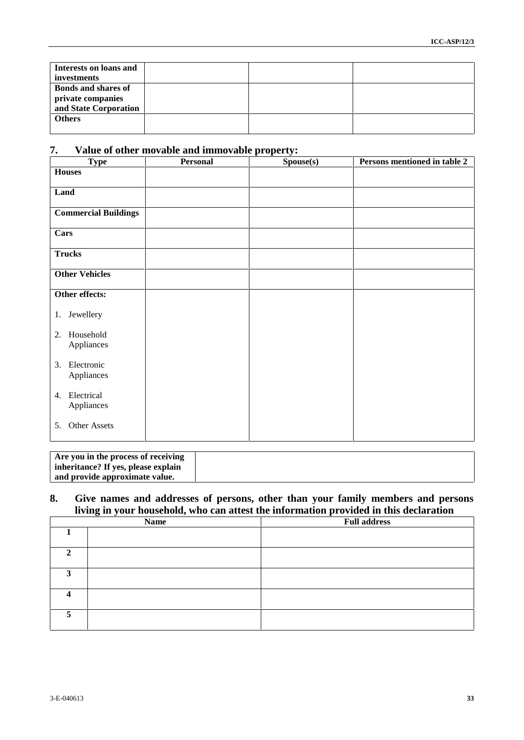| | | | |
|---|---|---|---|
| **Interests on loans and investments** | | | |
| **Bonds and shares of private companies and State Corporation** | | | |
| **Others** | | | |

## 7. Value of other movable and immovable property:

| Type | Personal | Spouse(s) | Persons mentioned in table 2 |
|---|---|---|---|
| **Houses** | | | |
| **Land** | | | |
| **Commercial Buildings** | | | |
| **Cars** | | | |
| **Trucks** | | | |
| **Other Vehicles** | | | |
| **Other effects:**<br>1. Jewellery<br>2. Household Appliances<br>3. Electronic Appliances<br>4. Electrical Appliances<br>5. Other Assets | | | |

| | |
|---|---|
| **Are you in the process of receiving inheritance? If yes, please explain and provide approximate value.** | |

## 8. Give names and addresses of persons, other than your family members and persons living in your household, who can attest the information provided in this declaration

| | Name | Full address |
|---|---|---|
| **1** | | |
| **2** | | |
| **3** | | |
| **4** | | |
| **5** | | |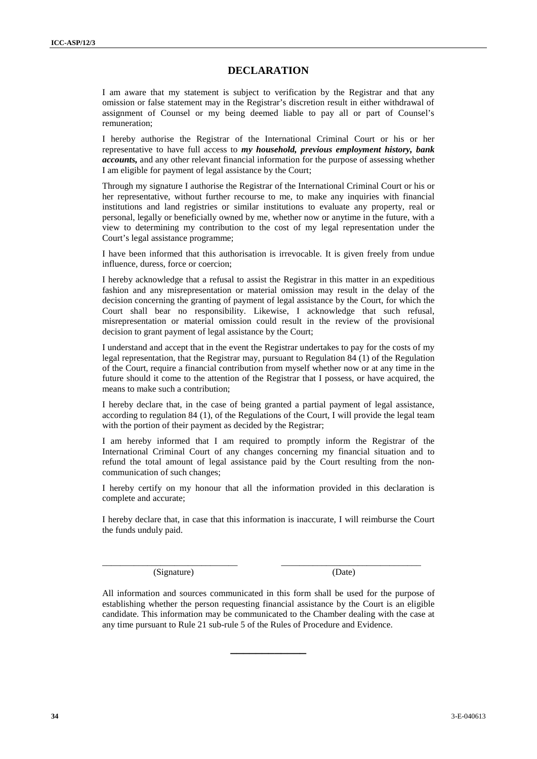# DECLARATION

I am aware that my statement is subject to verification by the Registrar and that any omission or false statement may in the Registrar's discretion result in either withdrawal of assignment of Counsel or my being deemed liable to pay all or part of Counsel's remuneration;

I hereby authorise the Registrar of the International Criminal Court or his or her representative to have full access to ***my household, previous employment history, bank accounts,*** and any other relevant financial information for the purpose of assessing whether I am eligible for payment of legal assistance by the Court;

Through my signature I authorise the Registrar of the International Criminal Court or his or her representative, without further recourse to me, to make any inquiries with financial institutions and land registries or similar institutions to evaluate any property, real or personal, legally or beneficially owned by me, whether now or anytime in the future, with a view to determining my contribution to the cost of my legal representation under the Court's legal assistance programme;

I have been informed that this authorisation is irrevocable. It is given freely from undue influence, duress, force or coercion;

I hereby acknowledge that a refusal to assist the Registrar in this matter in an expeditious fashion and any misrepresentation or material omission may result in the delay of the decision concerning the granting of payment of legal assistance by the Court, for which the Court shall bear no responsibility. Likewise, I acknowledge that such refusal, misrepresentation or material omission could result in the review of the provisional decision to grant payment of legal assistance by the Court;

I understand and accept that in the event the Registrar undertakes to pay for the costs of my legal representation, that the Registrar may, pursuant to Regulation 84 (1) of the Regulation of the Court, require a financial contribution from myself whether now or at any time in the future should it come to the attention of the Registrar that I possess, or have acquired, the means to make such a contribution;

I hereby declare that, in the case of being granted a partial payment of legal assistance, according to regulation 84 (1), of the Regulations of the Court, I will provide the legal team with the portion of their payment as decided by the Registrar;

I am hereby informed that I am required to promptly inform the Registrar of the International Criminal Court of any changes concerning my financial situation and to refund the total amount of legal assistance paid by the Court resulting from the non-communication of such changes;

I hereby certify on my honour that all the information provided in this declaration is complete and accurate;

I hereby declare that, in case that this information is inaccurate, I will reimburse the Court the funds unduly paid.

_____________________________ (Signature)

_____________________________ (Date)

All information and sources communicated in this form shall be used for the purpose of establishing whether the person requesting financial assistance by the Court is an eligible candidate. This information may be communicated to the Chamber dealing with the case at any time pursuant to Rule 21 sub-rule 5 of the Rules of Procedure and Evidence.

---